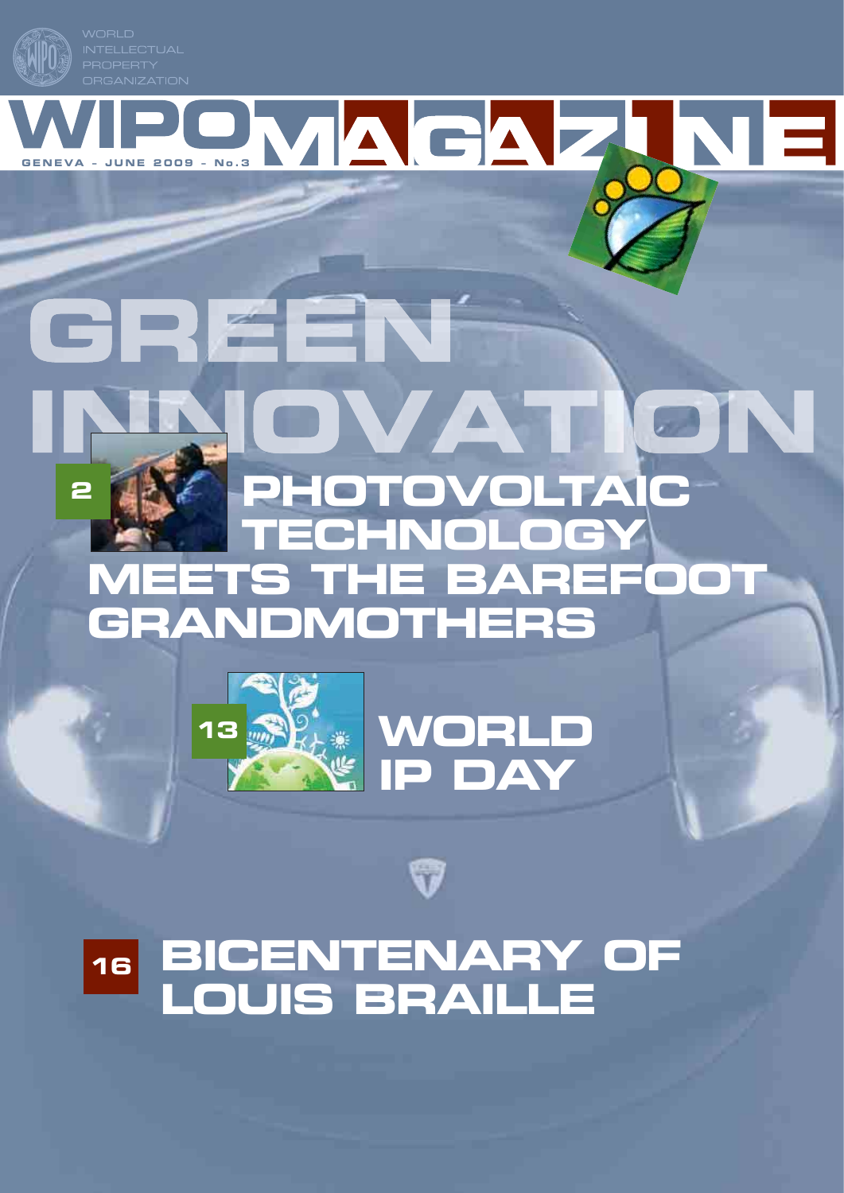WORLD INTELLECTUAL PROPERTY ORGANIZATION

# WIPO MAGAZINE

GENEVA – JUNE 2009 – No.3

# GREEN INNOVATION

## 2 PHOTOVOLTAIC TECHNOLOGY MEETS THE BAREFOOT GRANDMOTHERS

## 13 WORLD IP DAY

## 16 BICENTENARY OF LOUIS BRAILLE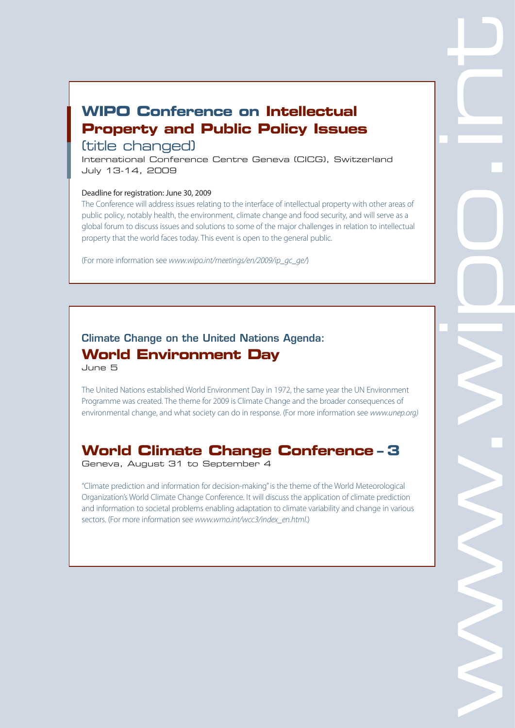## WIPO Conference on Intellectual Property and Public Policy Issues

(title changed)

International Conference Centre Geneva (CICG), Switzerland
July 13-14, 2009

Deadline for registration: June 30, 2009

The Conference will address issues relating to the interface of intellectual property with other areas of public policy, notably health, the environment, climate change and food security, and will serve as a global forum to discuss issues and solutions to some of the major challenges in relation to intellectual property that the world faces today. This event is open to the general public.

(For more information see *www.wipo.int/meetings/en/2009/ip_gc_ge/*)

### Climate Change on the United Nations Agenda:

## World Environment Day

June 5

The United Nations established World Environment Day in 1972, the same year the UN Environment Programme was created. The theme for 2009 is Climate Change and the broader consequences of environmental change, and what society can do in response. (For more information see *www.unep.org)*

## World Climate Change Conference – 3

Geneva, August 31 to September 4

"Climate prediction and information for decision-making" is the theme of the World Meteorological Organization's World Climate Change Conference. It will discuss the application of climate prediction and information to societal problems enabling adaptation to climate variability and change in various sectors. (For more information see *www.wmo.int/wcc3/index_en.html*.)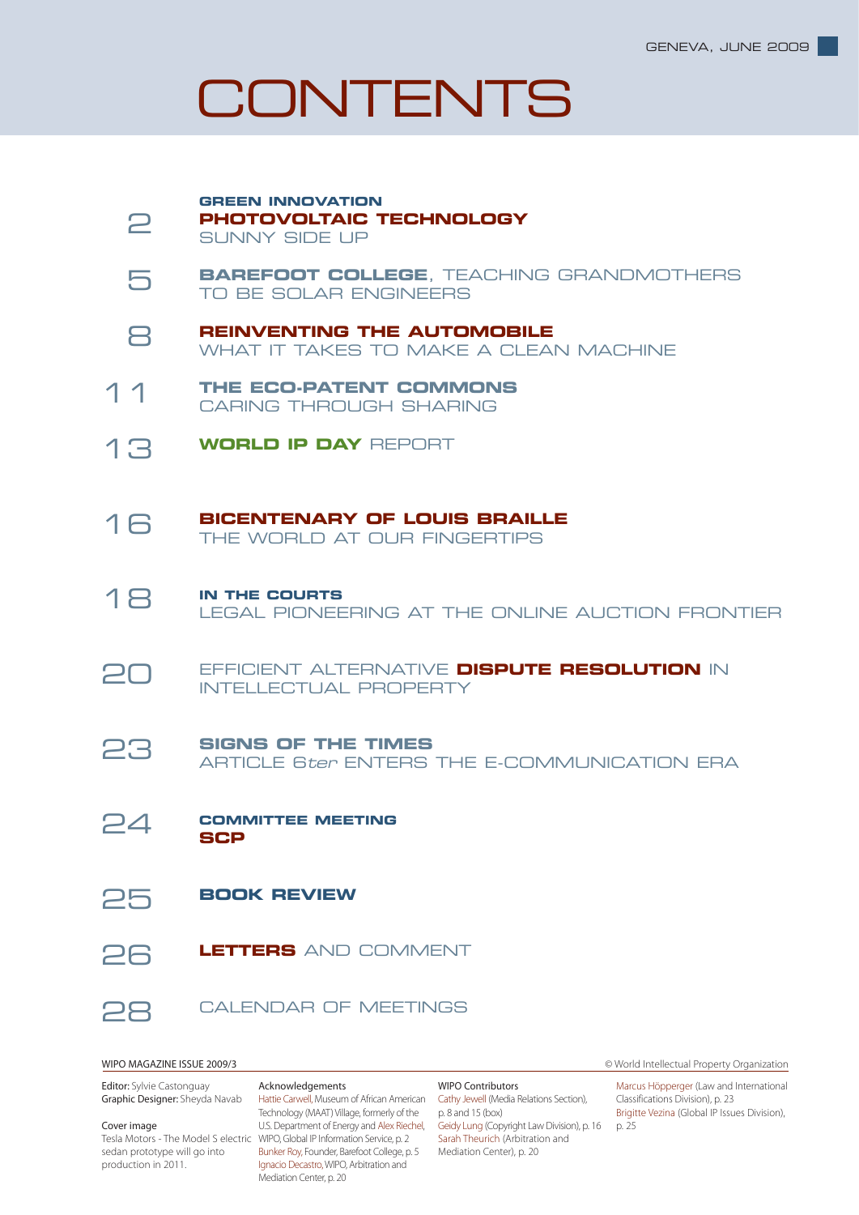GENEVA, JUNE 2009

# CONTENTS

2 **GREEN INNOVATION**
**PHOTOVOLTAIC TECHNOLOGY**
SUNNY SIDE UP

5 **BAREFOOT COLLEGE**, TEACHING GRANDMOTHERS TO BE SOLAR ENGINEERS

8 **REINVENTING THE AUTOMOBILE**
WHAT IT TAKES TO MAKE A CLEAN MACHINE

11 **THE ECO-PATENT COMMONS**
CARING THROUGH SHARING

13 **WORLD IP DAY** REPORT

16 **BICENTENARY OF LOUIS BRAILLE**
THE WORLD AT OUR FINGERTIPS

18 **IN THE COURTS**
LEGAL PIONEERING AT THE ONLINE AUCTION FRONTIER

20 EFFICIENT ALTERNATIVE **DISPUTE RESOLUTION** IN INTELLECTUAL PROPERTY

23 **SIGNS OF THE TIMES**
ARTICLE 6*ter* ENTERS THE E-COMMUNICATION ERA

24 **COMMITTEE MEETING**
**SCP**

25 **BOOK REVIEW**

26 **LETTERS** AND COMMENT

28 CALENDAR OF MEETINGS

WIPO MAGAZINE ISSUE 2009/3

© World Intellectual Property Organization

**Editor:** Sylvie Castonguay
**Graphic Designer:** Sheyda Navab

Cover image
Tesla Motors - The Model S electric sedan prototype will go into production in 2011.

Acknowledgements
Hattie Carwell, Museum of African American Technology (MAAT) Village, formerly of the U.S. Department of Energy and Alex Riechel, WIPO, Global IP Information Service, p. 2
Bunker Roy, Founder, Barefoot College, p. 5
Ignacio Decastro, WIPO, Arbitration and Mediation Center, p. 20

WIPO Contributors
Cathy Jewell (Media Relations Section), p. 8 and 15 (box)
Geidy Lung (Copyright Law Division), p. 16
Sarah Theurich (Arbitration and Mediation Center), p. 20
Marcus Höpperger (Law and International Classifications Division), p. 23
Brigitte Vezina (Global IP Issues Division), p. 25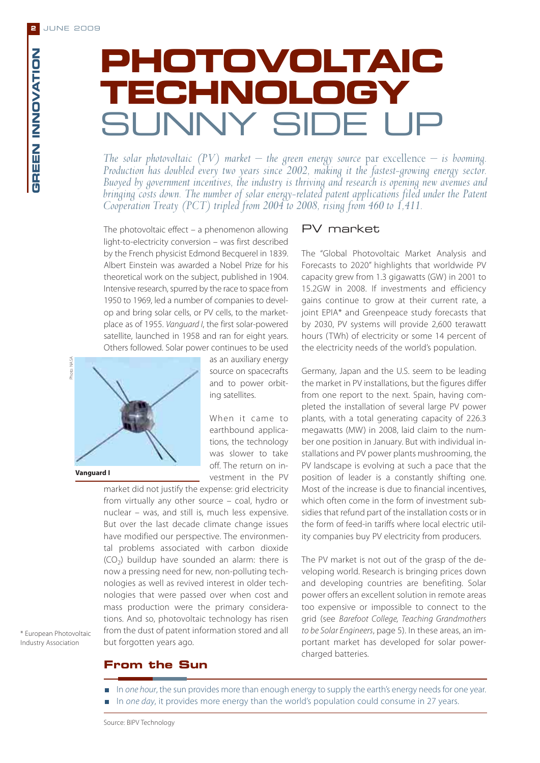# PHOTOVOLTAIC TECHNOLOGY SUNNY SIDE UP

*The solar photovoltaic (PV) market – the green energy source par excellence – is booming. Production has doubled every two years since 2002, making it the fastest-growing energy sector. Buoyed by government incentives, the industry is thriving and research is opening new avenues and bringing costs down. The number of solar energy-related patent applications filed under the Patent Cooperation Treaty (PCT) tripled from 2004 to 2008, rising from 460 to 1,411.*

The photovoltaic effect – a phenomenon allowing light-to-electricity conversion – was first described by the French physicist Edmond Becquerel in 1839. Albert Einstein was awarded a Nobel Prize for his theoretical work on the subject, published in 1904. Intensive research, spurred by the race to space from 1950 to 1969, led a number of companies to develop and bring solar cells, or PV cells, to the marketplace as of 1955. *Vanguard I*, the first solar-powered satellite, launched in 1958 and ran for eight years. Others followed. Solar power continues to be used as an auxiliary energy source on spacecrafts and to power orbiting satellites.

Photo: NASA

**Vanguard I**

When it came to earthbound applications, the technology was slower to take off. The return on investment in the PV market did not justify the expense: grid electricity from virtually any other source – coal, hydro or nuclear – was, and still is, much less expensive. But over the last decade climate change issues have modified our perspective. The environmental problems associated with carbon dioxide ($CO_2$) buildup have sounded an alarm: there is now a pressing need for new, non-polluting technologies as well as revived interest in older technologies that were passed over when cost and mass production were the primary considerations. And so, photovoltaic technology has risen from the dust of patent information stored and all but forgotten years ago.

## PV market

The "Global Photovoltaic Market Analysis and Forecasts to 2020" highlights that worldwide PV capacity grew from 1.3 gigawatts (GW) in 2001 to 15.2GW in 2008. If investments and efficiency gains continue to grow at their current rate, a joint EPIA* and Greenpeace study forecasts that by 2030, PV systems will provide 2,600 terawatt hours (TWh) of electricity or some 14 percent of the electricity needs of the world's population.

Germany, Japan and the U.S. seem to be leading the market in PV installations, but the figures differ from one report to the next. Spain, having completed the installation of several large PV power plants, with a total generating capacity of 226.3 megawatts (MW) in 2008, laid claim to the number one position in January. But with individual installations and PV power plants mushrooming, the PV landscape is evolving at such a pace that the position of leader is a constantly shifting one. Most of the increase is due to financial incentives, which often come in the form of investment subsidies that refund part of the installation costs or in the form of feed-in tariffs where local electric utility companies buy PV electricity from producers.

The PV market is not out of the grasp of the developing world. Research is bringing prices down and developing countries are benefiting. Solar power offers an excellent solution in remote areas too expensive or impossible to connect to the grid (see *Barefoot College, Teaching Grandmothers to be Solar Engineers*, page 5). In these areas, an important market has developed for solar power-charged batteries.

\* European Photovoltaic Industry Association

## From the Sun

- In *one hour*, the sun provides more than enough energy to supply the earth's energy needs for one year.
- In *one day*, it provides more energy than the world's population could consume in 27 years.

Source: BIPV Technology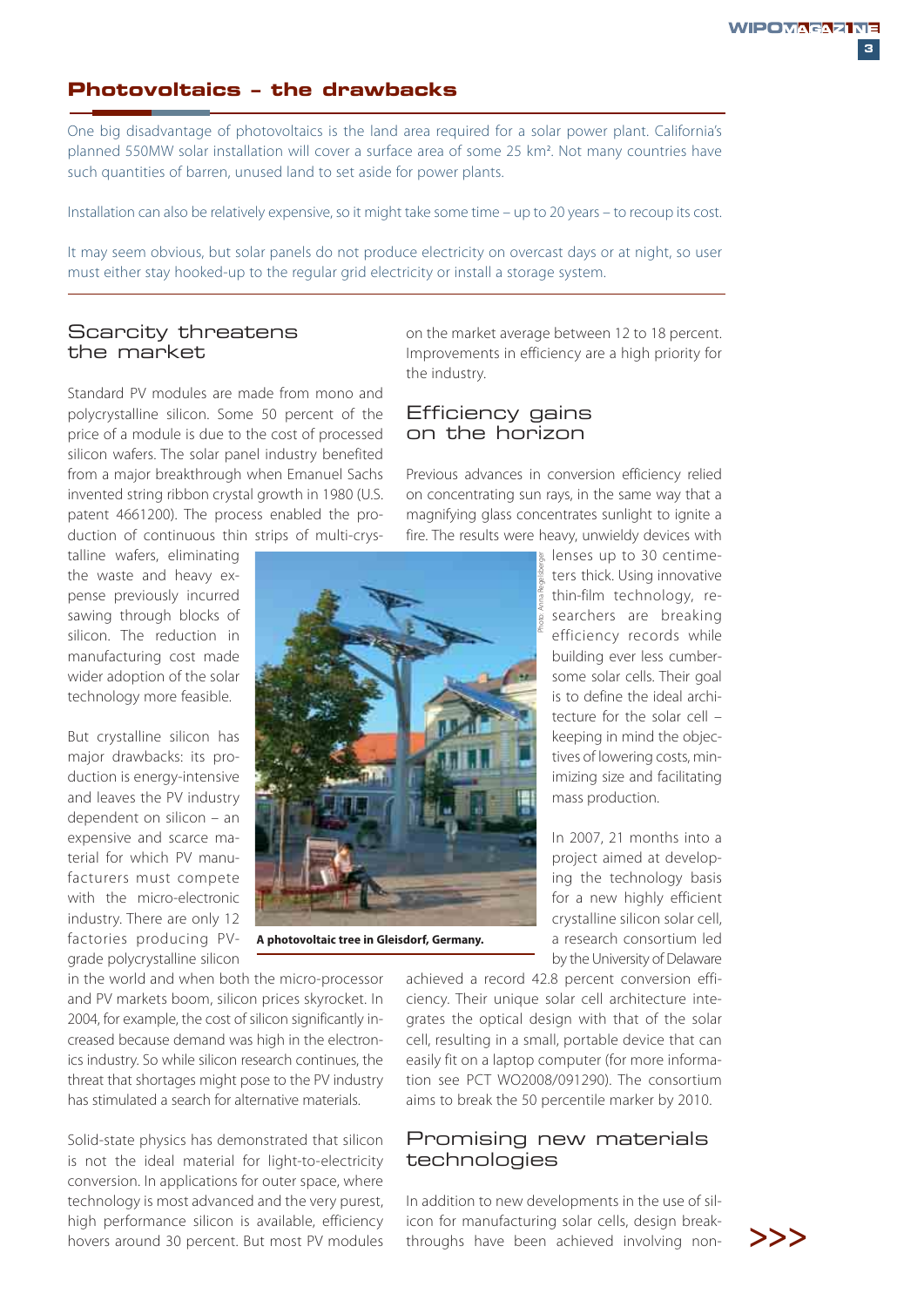## Photovoltaics – the drawbacks

One big disadvantage of photovoltaics is the land area required for a solar power plant. California's planned 550MW solar installation will cover a surface area of some 25 km². Not many countries have such quantities of barren, unused land to set aside for power plants.

Installation can also be relatively expensive, so it might take some time – up to 20 years – to recoup its cost.

It may seem obvious, but solar panels do not produce electricity on overcast days or at night, so user must either stay hooked-up to the regular grid electricity or install a storage system.

## Scarcity threatens the market

Standard PV modules are made from mono and polycrystalline silicon. Some 50 percent of the price of a module is due to the cost of processed silicon wafers. The solar panel industry benefited from a major breakthrough when Emanuel Sachs invented string ribbon crystal growth in 1980 (U.S. patent 4661200). The process enabled the production of continuous thin strips of multi-crystalline wafers, eliminating the waste and heavy expense previously incurred sawing through blocks of silicon. The reduction in manufacturing cost made wider adoption of the solar technology more feasible.

But crystalline silicon has major drawbacks: its production is energy-intensive and leaves the PV industry dependent on silicon – an expensive and scarce material for which PV manufacturers must compete with the micro-electronic industry. There are only 12 factories producing PV-grade polycrystalline silicon in the world and when both the micro-processor and PV markets boom, silicon prices skyrocket. In 2004, for example, the cost of silicon significantly increased because demand was high in the electronics industry. So while silicon research continues, the threat that shortages might pose to the PV industry has stimulated a search for alternative materials.

Solid-state physics has demonstrated that silicon is not the ideal material for light-to-electricity conversion. In applications for outer space, where technology is most advanced and the very purest, high performance silicon is available, efficiency hovers around 30 percent. But most PV modules on the market average between 12 to 18 percent. Improvements in efficiency are a high priority for the industry.

**A photovoltaic tree in Gleisdorf, Germany.**

Photo: Anna Regelsberger

## Efficiency gains on the horizon

Previous advances in conversion efficiency relied on concentrating sun rays, in the same way that a magnifying glass concentrates sunlight to ignite a fire. The results were heavy, unwieldy devices with lenses up to 30 centimeters thick. Using innovative thin-film technology, researchers are breaking efficiency records while building ever less cumbersome solar cells. Their goal is to define the ideal architecture for the solar cell – keeping in mind the objectives of lowering costs, minimizing size and facilitating mass production.

In 2007, 21 months into a project aimed at developing the technology basis for a new highly efficient crystalline silicon solar cell, a research consortium led by the University of Delaware achieved a record 42.8 percent conversion efficiency. Their unique solar cell architecture integrates the optical design with that of the solar cell, resulting in a small, portable device that can easily fit on a laptop computer (for more information see PCT WO2008/091290). The consortium aims to break the 50 percentile marker by 2010.

## Promising new materials technologies

In addition to new developments in the use of silicon for manufacturing solar cells, design breakthroughs have been achieved involving non-

>>>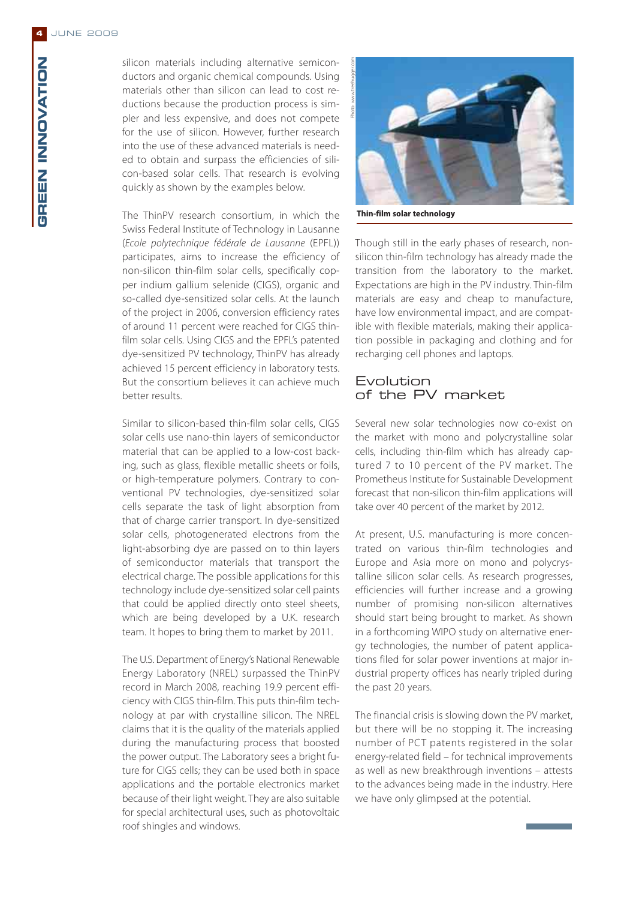silicon materials including alternative semiconductors and organic chemical compounds. Using materials other than silicon can lead to cost reductions because the production process is simpler and less expensive, and does not compete for the use of silicon. However, further research into the use of these advanced materials is needed to obtain and surpass the efficiencies of silicon-based solar cells. That research is evolving quickly as shown by the examples below.

The ThinPV research consortium, in which the Swiss Federal Institute of Technology in Lausanne (*Ecole polytechnique fédérale de Lausanne* (EPFL)) participates, aims to increase the efficiency of non-silicon thin-film solar cells, specifically copper indium gallium selenide (CIGS), organic and so-called dye-sensitized solar cells. At the launch of the project in 2006, conversion efficiency rates of around 11 percent were reached for CIGS thin-film solar cells. Using CIGS and the EPFL's patented dye-sensitized PV technology, ThinPV has already achieved 15 percent efficiency in laboratory tests. But the consortium believes it can achieve much better results.

Similar to silicon-based thin-film solar cells, CIGS solar cells use nano-thin layers of semiconductor material that can be applied to a low-cost backing, such as glass, flexible metallic sheets or foils, or high-temperature polymers. Contrary to conventional PV technologies, dye-sensitized solar cells separate the task of light absorption from that of charge carrier transport. In dye-sensitized solar cells, photogenerated electrons from the light-absorbing dye are passed on to thin layers of semiconductor materials that transport the electrical charge. The possible applications for this technology include dye-sensitized solar cell paints that could be applied directly onto steel sheets, which are being developed by a U.K. research team. It hopes to bring them to market by 2011.

The U.S. Department of Energy's National Renewable Energy Laboratory (NREL) surpassed the ThinPV record in March 2008, reaching 19.9 percent efficiency with CIGS thin-film. This puts thin-film technology at par with crystalline silicon. The NREL claims that it is the quality of the materials applied during the manufacturing process that boosted the power output. The Laboratory sees a bright future for CIGS cells; they can be used both in space applications and the portable electronics market because of their light weight. They are also suitable for special architectural uses, such as photovoltaic roof shingles and windows.

*Photo: www.treehugger.com*

**Thin-film solar technology**

Though still in the early phases of research, non-silicon thin-film technology has already made the transition from the laboratory to the market. Expectations are high in the PV industry. Thin-film materials are easy and cheap to manufacture, have low environmental impact, and are compatible with flexible materials, making their application possible in packaging and clothing and for recharging cell phones and laptops.

## Evolution of the PV market

Several new solar technologies now co-exist on the market with mono and polycrystalline solar cells, including thin-film which has already captured 7 to 10 percent of the PV market. The Prometheus Institute for Sustainable Development forecast that non-silicon thin-film applications will take over 40 percent of the market by 2012.

At present, U.S. manufacturing is more concentrated on various thin-film technologies and Europe and Asia more on mono and polycrystalline silicon solar cells. As research progresses, efficiencies will further increase and a growing number of promising non-silicon alternatives should start being brought to market. As shown in a forthcoming WIPO study on alternative energy technologies, the number of patent applications filed for solar power inventions at major industrial property offices has nearly tripled during the past 20 years.

The financial crisis is slowing down the PV market, but there will be no stopping it. The increasing number of PCT patents registered in the solar energy-related field – for technical improvements as well as new breakthrough inventions – attests to the advances being made in the industry. Here we have only glimpsed at the potential.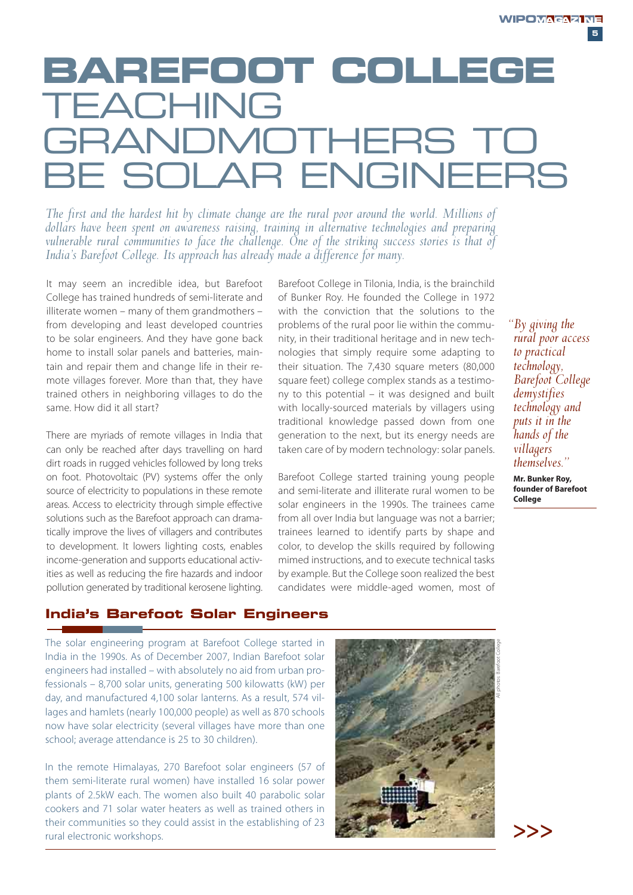# BAREFOOT COLLEGE TEACHING GRANDMOTHERS TO BE SOLAR ENGINEERS

*The first and the hardest hit by climate change are the rural poor around the world. Millions of dollars have been spent on awareness raising, training in alternative technologies and preparing vulnerable rural communities to face the challenge. One of the striking success stories is that of India's Barefoot College. Its approach has already made a difference for many.*

It may seem an incredible idea, but Barefoot College has trained hundreds of semi-literate and illiterate women – many of them grandmothers – from developing and least developed countries to be solar engineers. And they have gone back home to install solar panels and batteries, maintain and repair them and change life in their remote villages forever. More than that, they have trained others in neighboring villages to do the same. How did it all start?

There are myriads of remote villages in India that can only be reached after days travelling on hard dirt roads in rugged vehicles followed by long treks on foot. Photovoltaic (PV) systems offer the only source of electricity to populations in these remote areas. Access to electricity through simple effective solutions such as the Barefoot approach can dramatically improve the lives of villagers and contributes to development. It lowers lighting costs, enables income-generation and supports educational activities as well as reducing the fire hazards and indoor pollution generated by traditional kerosene lighting.

Barefoot College in Tilonia, India, is the brainchild of Bunker Roy. He founded the College in 1972 with the conviction that the solutions to the problems of the rural poor lie within the community, in their traditional heritage and in new technologies that simply require some adapting to their situation. The 7,430 square meters (80,000 square feet) college complex stands as a testimony to this potential – it was designed and built with locally-sourced materials by villagers using traditional knowledge passed down from one generation to the next, but its energy needs are taken care of by modern technology: solar panels.

Barefoot College started training young people and semi-literate and illiterate rural women to be solar engineers in the 1990s. The trainees came from all over India but language was not a barrier; trainees learned to identify parts by shape and color, to develop the skills required by following mimed instructions, and to execute technical tasks by example. But the College soon realized the best candidates were middle-aged women, most of

> *"By giving the rural poor access to practical technology, Barefoot College demystifies technology and puts it in the hands of the villagers themselves."*
>
> **Mr. Bunker Roy, founder of Barefoot College**

## India's Barefoot Solar Engineers

The solar engineering program at Barefoot College started in India in the 1990s. As of December 2007, Indian Barefoot solar engineers had installed – with absolutely no aid from urban professionals – 8,700 solar units, generating 500 kilowatts (kW) per day, and manufactured 4,100 solar lanterns. As a result, 574 villages and hamlets (nearly 100,000 people) as well as 870 schools now have solar electricity (several villages have more than one school; average attendance is 25 to 30 children).

In the remote Himalayas, 270 Barefoot solar engineers (57 of them semi-literate rural women) have installed 16 solar power plants of 2.5kW each. The women also built 40 parabolic solar cookers and 71 solar water heaters as well as trained others in their communities so they could assist in the establishing of 23 rural electronic workshops.

All photos: Barefoot College

>>>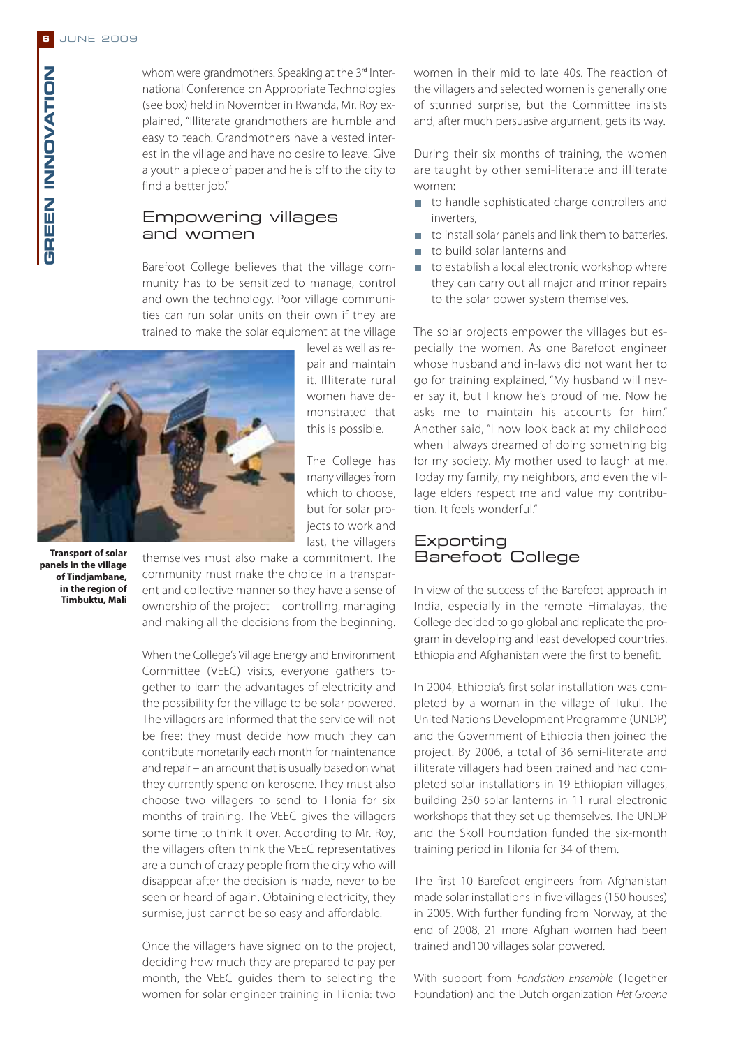whom were grandmothers. Speaking at the 3rd International Conference on Appropriate Technologies (see box) held in November in Rwanda, Mr. Roy explained, "Illiterate grandmothers are humble and easy to teach. Grandmothers have a vested interest in the village and have no desire to leave. Give a youth a piece of paper and he is off to the city to find a better job."

## Empowering villages and women

Barefoot College believes that the village community has to be sensitized to manage, control and own the technology. Poor village communities can run solar units on their own if they are trained to make the solar equipment at the village level as well as repair and maintain it. Illiterate rural women have demonstrated that this is possible.

The College has many villages from which to choose, but for solar projects to work and last, the villagers themselves must also make a commitment. The community must make the choice in a transparent and collective manner so they have a sense of ownership of the project – controlling, managing and making all the decisions from the beginning.

**Transport of solar panels in the village of Tindjambane, in the region of Timbuktu, Mali**

When the College's Village Energy and Environment Committee (VEEC) visits, everyone gathers together to learn the advantages of electricity and the possibility for the village to be solar powered. The villagers are informed that the service will not be free: they must decide how much they can contribute monetarily each month for maintenance and repair – an amount that is usually based on what they currently spend on kerosene. They must also choose two villagers to send to Tilonia for six months of training. The VEEC gives the villagers some time to think it over. According to Mr. Roy, the villagers often think the VEEC representatives are a bunch of crazy people from the city who will disappear after the decision is made, never to be seen or heard of again. Obtaining electricity, they surmise, just cannot be so easy and affordable.

Once the villagers have signed on to the project, deciding how much they are prepared to pay per month, the VEEC guides them to selecting the women for solar engineer training in Tilonia: two women in their mid to late 40s. The reaction of the villagers and selected women is generally one of stunned surprise, but the Committee insists and, after much persuasive argument, gets its way.

During their six months of training, the women are taught by other semi-literate and illiterate women:

- to handle sophisticated charge controllers and inverters,
- to install solar panels and link them to batteries,
- to build solar lanterns and
- to establish a local electronic workshop where they can carry out all major and minor repairs to the solar power system themselves.

The solar projects empower the villages but especially the women. As one Barefoot engineer whose husband and in-laws did not want her to go for training explained, "My husband will never say it, but I know he's proud of me. Now he asks me to maintain his accounts for him." Another said, "I now look back at my childhood when I always dreamed of doing something big for my society. My mother used to laugh at me. Today my family, my neighbors, and even the village elders respect me and value my contribution. It feels wonderful."

## Exporting Barefoot College

In view of the success of the Barefoot approach in India, especially in the remote Himalayas, the College decided to go global and replicate the program in developing and least developed countries. Ethiopia and Afghanistan were the first to benefit.

In 2004, Ethiopia's first solar installation was completed by a woman in the village of Tukul. The United Nations Development Programme (UNDP) and the Government of Ethiopia then joined the project. By 2006, a total of 36 semi-literate and illiterate villagers had been trained and had completed solar installations in 19 Ethiopian villages, building 250 solar lanterns in 11 rural electronic workshops that they set up themselves. The UNDP and the Skoll Foundation funded the six-month training period in Tilonia for 34 of them.

The first 10 Barefoot engineers from Afghanistan made solar installations in five villages (150 houses) in 2005. With further funding from Norway, at the end of 2008, 21 more Afghan women had been trained and100 villages solar powered.

With support from *Fondation Ensemble* (Together Foundation) and the Dutch organization *Het Groene*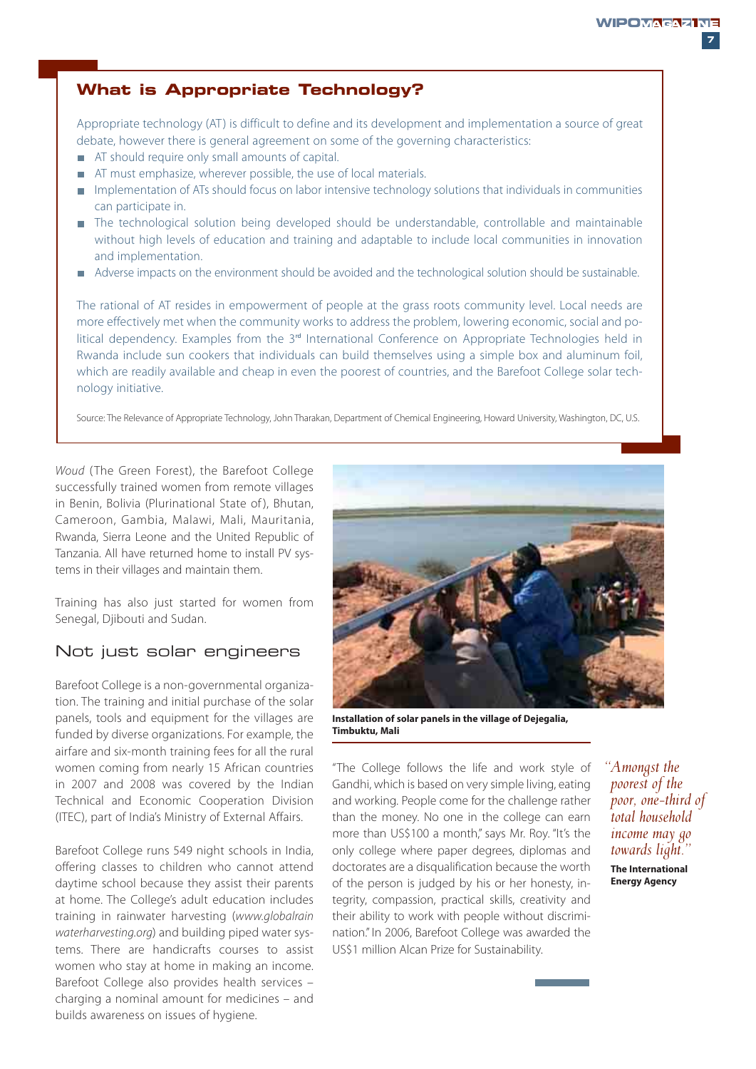## What is Appropriate Technology?

Appropriate technology (AT) is difficult to define and its development and implementation a source of great debate, however there is general agreement on some of the governing characteristics:

- AT should require only small amounts of capital.
- AT must emphasize, wherever possible, the use of local materials.
- Implementation of ATs should focus on labor intensive technology solutions that individuals in communities can participate in.
- The technological solution being developed should be understandable, controllable and maintainable without high levels of education and training and adaptable to include local communities in innovation and implementation.
- Adverse impacts on the environment should be avoided and the technological solution should be sustainable.

The rational of AT resides in empowerment of people at the grass roots community level. Local needs are more effectively met when the community works to address the problem, lowering economic, social and political dependency. Examples from the 3rd International Conference on Appropriate Technologies held in Rwanda include sun cookers that individuals can build themselves using a simple box and aluminum foil, which are readily available and cheap in even the poorest of countries, and the Barefoot College solar technology initiative.

Source: The Relevance of Appropriate Technology, John Tharakan, Department of Chemical Engineering, Howard University, Washington, DC, U.S.

*Woud* (The Green Forest), the Barefoot College successfully trained women from remote villages in Benin, Bolivia (Plurinational State of), Bhutan, Cameroon, Gambia, Malawi, Mali, Mauritania, Rwanda, Sierra Leone and the United Republic of Tanzania. All have returned home to install PV systems in their villages and maintain them.

Training has also just started for women from Senegal, Djibouti and Sudan.

### Not just solar engineers

Barefoot College is a non-governmental organization. The training and initial purchase of the solar panels, tools and equipment for the villages are funded by diverse organizations. For example, the airfare and six-month training fees for all the rural women coming from nearly 15 African countries in 2007 and 2008 was covered by the Indian Technical and Economic Cooperation Division (ITEC), part of India's Ministry of External Affairs.

Barefoot College runs 549 night schools in India, offering classes to children who cannot attend daytime school because they assist their parents at home. The College's adult education includes training in rainwater harvesting (*www.globalrainwaterharvesting.org*) and building piped water systems. There are handicrafts courses to assist women who stay at home in making an income. Barefoot College also provides health services – charging a nominal amount for medicines – and builds awareness on issues of hygiene.

**Installation of solar panels in the village of Dejegalia, Timbuktu, Mali**

"The College follows the life and work style of Gandhi, which is based on very simple living, eating and working. People come for the challenge rather than the money. No one in the college can earn more than US$100 a month," says Mr. Roy. "It's the only college where paper degrees, diplomas and doctorates are a disqualification because the worth of the person is judged by his or her honesty, integrity, compassion, practical skills, creativity and their ability to work with people without discrimination." In 2006, Barefoot College was awarded the US$1 million Alcan Prize for Sustainability.

*"Amongst the poorest of the poor, one-third of total household income may go towards light."*

**The International Energy Agency**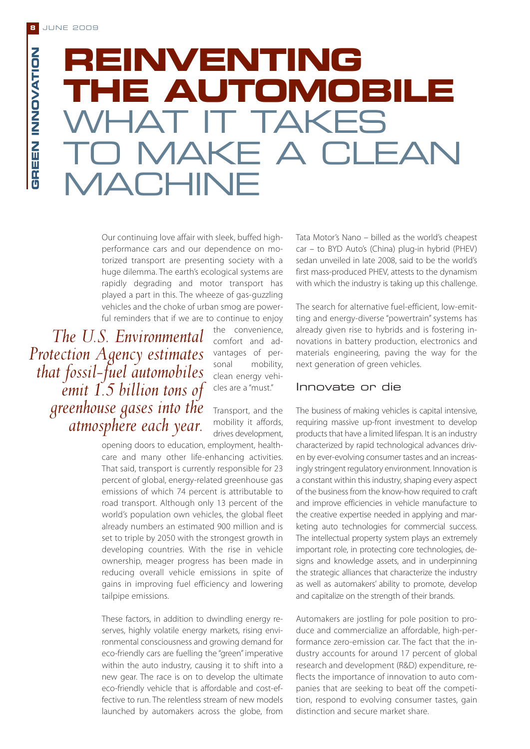# REINVENTING THE AUTOMOBILE

## WHAT IT TAKES TO MAKE A CLEAN MACHINE

Our continuing love affair with sleek, buffed high-performance cars and our dependence on motorized transport are presenting society with a huge dilemma. The earth's ecological systems are rapidly degrading and motor transport has played a part in this. The wheeze of gas-guzzling vehicles and the choke of urban smog are powerful reminders that if we are to continue to enjoy the convenience, comfort and advantages of personal mobility, clean energy vehicles are a "must."

*The U.S. Environmental Protection Agency estimates that fossil-fuel automobiles emit 1.5 billion tons of greenhouse gases into the atmosphere each year.*

Transport, and the mobility it affords, drives development, opening doors to education, employment, healthcare and many other life-enhancing activities. That said, transport is currently responsible for 23 percent of global, energy-related greenhouse gas emissions of which 74 percent is attributable to road transport. Although only 13 percent of the world's population own vehicles, the global fleet already numbers an estimated 900 million and is set to triple by 2050 with the strongest growth in developing countries. With the rise in vehicle ownership, meager progress has been made in reducing overall vehicle emissions in spite of gains in improving fuel efficiency and lowering tailpipe emissions.

These factors, in addition to dwindling energy reserves, highly volatile energy markets, rising environmental consciousness and growing demand for eco-friendly cars are fuelling the "green" imperative within the auto industry, causing it to shift into a new gear. The race is on to develop the ultimate eco-friendly vehicle that is affordable and cost-effective to run. The relentless stream of new models launched by automakers across the globe, from Tata Motor's Nano – billed as the world's cheapest car – to BYD Auto's (China) plug-in hybrid (PHEV) sedan unveiled in late 2008, said to be the world's first mass-produced PHEV, attests to the dynamism with which the industry is taking up this challenge.

The search for alternative fuel-efficient, low-emitting and energy-diverse "powertrain" systems has already given rise to hybrids and is fostering innovations in battery production, electronics and materials engineering, paving the way for the next generation of green vehicles.

### Innovate or die

The business of making vehicles is capital intensive, requiring massive up-front investment to develop products that have a limited lifespan. It is an industry characterized by rapid technological advances driven by ever-evolving consumer tastes and an increasingly stringent regulatory environment. Innovation is a constant within this industry, shaping every aspect of the business from the know-how required to craft and improve efficiencies in vehicle manufacture to the creative expertise needed in applying and marketing auto technologies for commercial success. The intellectual property system plays an extremely important role, in protecting core technologies, designs and knowledge assets, and in underpinning the strategic alliances that characterize the industry as well as automakers' ability to promote, develop and capitalize on the strength of their brands.

Automakers are jostling for pole position to produce and commercialize an affordable, high-performance zero-emission car. The fact that the industry accounts for around 17 percent of global research and development (R&D) expenditure, reflects the importance of innovation to auto companies that are seeking to beat off the competition, respond to evolving consumer tastes, gain distinction and secure market share.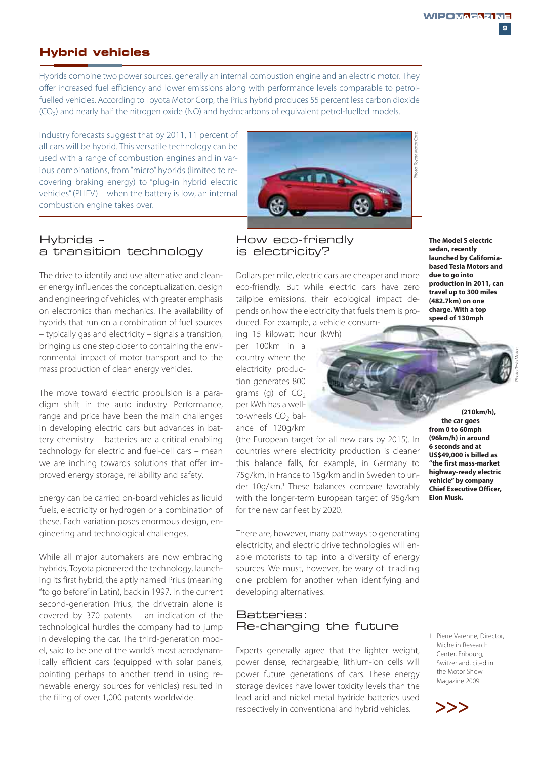## Hybrid vehicles

Hybrids combine two power sources, generally an internal combustion engine and an electric motor. They offer increased fuel efficiency and lower emissions along with performance levels comparable to petrol-fuelled vehicles. According to Toyota Motor Corp, the Prius hybrid produces 55 percent less carbon dioxide ($CO_2$) and nearly half the nitrogen oxide (NO) and hydrocarbons of equivalent petrol-fuelled models.

Industry forecasts suggest that by 2011, 11 percent of all cars will be hybrid. This versatile technology can be used with a range of combustion engines and in various combinations, from "micro" hybrids (limited to recovering braking energy) to "plug-in hybrid electric vehicles" (PHEV) – when the battery is low, an internal combustion engine takes over.

Photo: Toyota Motor Corp.

### Hybrids – a transition technology

The drive to identify and use alternative and cleaner energy influences the conceptualization, design and engineering of vehicles, with greater emphasis on electronics than mechanics. The availability of hybrids that run on a combination of fuel sources – typically gas and electricity – signals a transition, bringing us one step closer to containing the environmental impact of motor transport and to the mass production of clean energy vehicles.

The move toward electric propulsion is a paradigm shift in the auto industry. Performance, range and price have been the main challenges in developing electric cars but advances in battery chemistry – batteries are a critical enabling technology for electric and fuel-cell cars – mean we are inching towards solutions that offer improved energy storage, reliability and safety.

Energy can be carried on-board vehicles as liquid fuels, electricity or hydrogen or a combination of these. Each variation poses enormous design, engineering and technological challenges.

While all major automakers are now embracing hybrids, Toyota pioneered the technology, launching its first hybrid, the aptly named Prius (meaning "to go before" in Latin), back in 1997. In the current second-generation Prius, the drivetrain alone is covered by 370 patents – an indication of the technological hurdles the company had to jump in developing the car. The third-generation model, said to be one of the world's most aerodynamically efficient cars (equipped with solar panels, pointing perhaps to another trend in using renewable energy sources for vehicles) resulted in the filing of over 1,000 patents worldwide.

### How eco-friendly is electricity?

Dollars per mile, electric cars are cheaper and more eco-friendly. But while electric cars have zero tailpipe emissions, their ecological impact depends on how the electricity that fuels them is produced. For example, a vehicle consuming 15 kilowatt hour (kWh) per 100km in a country where the electricity production generates 800 grams (g) of $CO_2$ per kWh has a well-to-wheels $CO_2$ balance of 120g/km (the European target for all new cars by 2015). In countries where electricity production is cleaner this balance falls, for example, in Germany to 75g/km, in France to 15g/km and in Sweden to under 10g/km.[1] These balances compare favorably with the longer-term European target of 95g/km for the new car fleet by 2020.

There are, however, many pathways to generating electricity, and electric drive technologies will enable motorists to tap into a diversity of energy sources. We must, however, be wary of trading one problem for another when identifying and developing alternatives.

### Batteries: Re-charging the future

Experts generally agree that the lighter weight, power dense, rechargeable, lithium-ion cells will power future generations of cars. These energy storage devices have lower toxicity levels than the lead acid and nickel metal hydride batteries used respectively in conventional and hybrid vehicles.

**The Model S electric sedan, recently launched by California-based Tesla Motors and due to go into production in 2011, can travel up to 300 miles (482.7km) on one charge. With a top speed of 130mph (210km/h), the car goes from 0 to 60mph (96km/h) in around 6 seconds and at US$49,000 is billed as "the first mass-market highway-ready electric vehicle" by company Chief Executive Officer, Elon Musk.**

Photo: Tesla Motors

1 Pierre Varenne, Director, Michelin Research Center, Fribourg, Switzerland, cited in the Motor Show Magazine 2009

>>>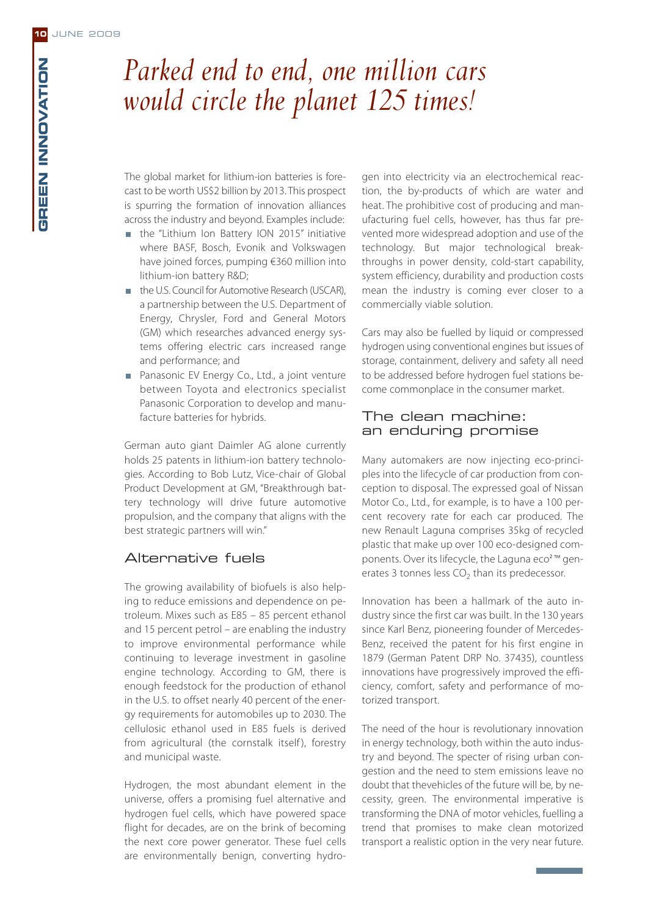# *Parked end to end, one million cars would circle the planet 125 times!*

The global market for lithium-ion batteries is forecast to be worth US$2 billion by 2013. This prospect is spurring the formation of innovation alliances across the industry and beyond. Examples include:

- the "Lithium Ion Battery ION 2015" initiative where BASF, Bosch, Evonik and Volkswagen have joined forces, pumping €360 million into lithium-ion battery R&D;
- the U.S. Council for Automotive Research (USCAR), a partnership between the U.S. Department of Energy, Chrysler, Ford and General Motors (GM) which researches advanced energy systems offering electric cars increased range and performance; and
- Panasonic EV Energy Co., Ltd., a joint venture between Toyota and electronics specialist Panasonic Corporation to develop and manufacture batteries for hybrids.

German auto giant Daimler AG alone currently holds 25 patents in lithium-ion battery technologies. According to Bob Lutz, Vice-chair of Global Product Development at GM, "Breakthrough battery technology will drive future automotive propulsion, and the company that aligns with the best strategic partners will win."

## Alternative fuels

The growing availability of biofuels is also helping to reduce emissions and dependence on petroleum. Mixes such as E85 – 85 percent ethanol and 15 percent petrol – are enabling the industry to improve environmental performance while continuing to leverage investment in gasoline engine technology. According to GM, there is enough feedstock for the production of ethanol in the U.S. to offset nearly 40 percent of the energy requirements for automobiles up to 2030. The cellulosic ethanol used in E85 fuels is derived from agricultural (the cornstalk itself), forestry and municipal waste.

Hydrogen, the most abundant element in the universe, offers a promising fuel alternative and hydrogen fuel cells, which have powered space flight for decades, are on the brink of becoming the next core power generator. These fuel cells are environmentally benign, converting hydrogen into electricity via an electrochemical reaction, the by-products of which are water and heat. The prohibitive cost of producing and manufacturing fuel cells, however, has thus far prevented more widespread adoption and use of the technology. But major technological breakthroughs in power density, cold-start capability, system efficiency, durability and production costs mean the industry is coming ever closer to a commercially viable solution.

Cars may also be fuelled by liquid or compressed hydrogen using conventional engines but issues of storage, containment, delivery and safety all need to be addressed before hydrogen fuel stations become commonplace in the consumer market.

## The clean machine: an enduring promise

Many automakers are now injecting eco-principles into the lifecycle of car production from conception to disposal. The expressed goal of Nissan Motor Co., Ltd., for example, is to have a 100 percent recovery rate for each car produced. The new Renault Laguna comprises 35kg of recycled plastic that make up over 100 eco-designed components. Over its lifecycle, the Laguna eco²™ generates 3 tonnes less $CO_2$ than its predecessor.

Innovation has been a hallmark of the auto industry since the first car was built. In the 130 years since Karl Benz, pioneering founder of Mercedes-Benz, received the patent for his first engine in 1879 (German Patent DRP No. 37435), countless innovations have progressively improved the efficiency, comfort, safety and performance of motorized transport.

The need of the hour is revolutionary innovation in energy technology, both within the auto industry and beyond. The specter of rising urban congestion and the need to stem emissions leave no doubt that thevehicles of the future will be, by necessity, green. The environmental imperative is transforming the DNA of motor vehicles, fuelling a trend that promises to make clean motorized transport a realistic option in the very near future.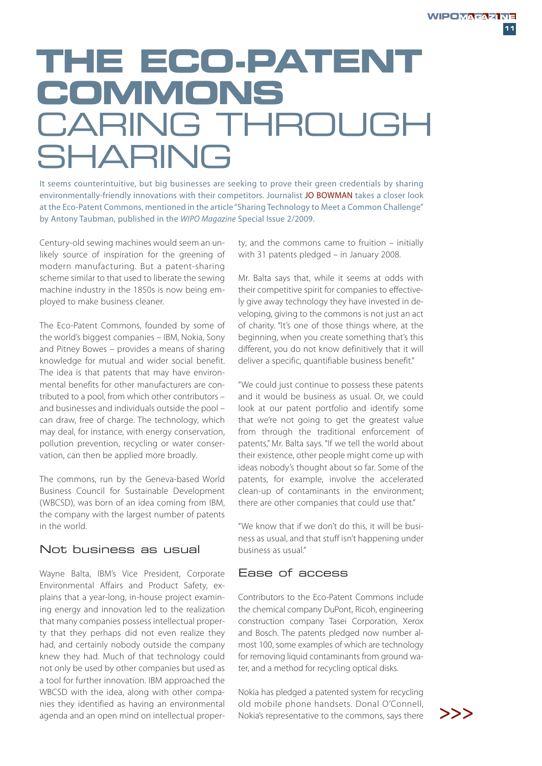# THE ECO-PATENT COMMONS CARING THROUGH SHARING

It seems counterintuitive, but big businesses are seeking to prove their green credentials by sharing environmentally-friendly innovations with their competitors. Journalist JO BOWMAN takes a closer look at the Eco-Patent Commons, mentioned in the article "Sharing Technology to Meet a Common Challenge" by Antony Taubman, published in the *WIPO Magazine* Special Issue 2/2009.

Century-old sewing machines would seem an unlikely source of inspiration for the greening of modern manufacturing. But a patent-sharing scheme similar to that used to liberate the sewing machine industry in the 1850s is now being employed to make business cleaner.

The Eco-Patent Commons, founded by some of the world's biggest companies – IBM, Nokia, Sony and Pitney Bowes – provides a means of sharing knowledge for mutual and wider social benefit. The idea is that patents that may have environmental benefits for other manufacturers are contributed to a pool, from which other contributors – and businesses and individuals outside the pool – can draw, free of charge. The technology, which may deal, for instance, with energy conservation, pollution prevention, recycling or water conservation, can then be applied more broadly.

The commons, run by the Geneva-based World Business Council for Sustainable Development (WBCSD), was born of an idea coming from IBM, the company with the largest number of patents in the world.

## Not business as usual

Wayne Balta, IBM's Vice President, Corporate Environmental Affairs and Product Safety, explains that a year-long, in-house project examining energy and innovation led to the realization that many companies possess intellectual property that they perhaps did not even realize they had, and certainly nobody outside the company knew they had. Much of that technology could not only be used by other companies but used as a tool for further innovation. IBM approached the WBCSD with the idea, along with other companies they identified as having an environmental agenda and an open mind on intellectual property, and the commons came to fruition – initially with 31 patents pledged – in January 2008.

Mr. Balta says that, while it seems at odds with their competitive spirit for companies to effectively give away technology they have invested in developing, giving to the commons is not just an act of charity. "It's one of those things where, at the beginning, when you create something that's this different, you do not know definitively that it will deliver a specific, quantifiable business benefit."

"We could just continue to possess these patents and it would be business as usual. Or, we could look at our patent portfolio and identify some that we're not going to get the greatest value from through the traditional enforcement of patents," Mr. Balta says. "If we tell the world about their existence, other people might come up with ideas nobody's thought about so far. Some of the patents, for example, involve the accelerated clean-up of contaminants in the environment; there are other companies that could use that."

"We know that if we don't do this, it will be business as usual, and that stuff isn't happening under business as usual."

## Ease of access

Contributors to the Eco-Patent Commons include the chemical company DuPont, Ricoh, engineering construction company Tasei Corporation, Xerox and Bosch. The patents pledged now number almost 100, some examples of which are technology for removing liquid contaminants from ground water, and a method for recycling optical disks.

Nokia has pledged a patented system for recycling old mobile phone handsets. Donal O'Connell, Nokia's representative to the commons, says there

>>>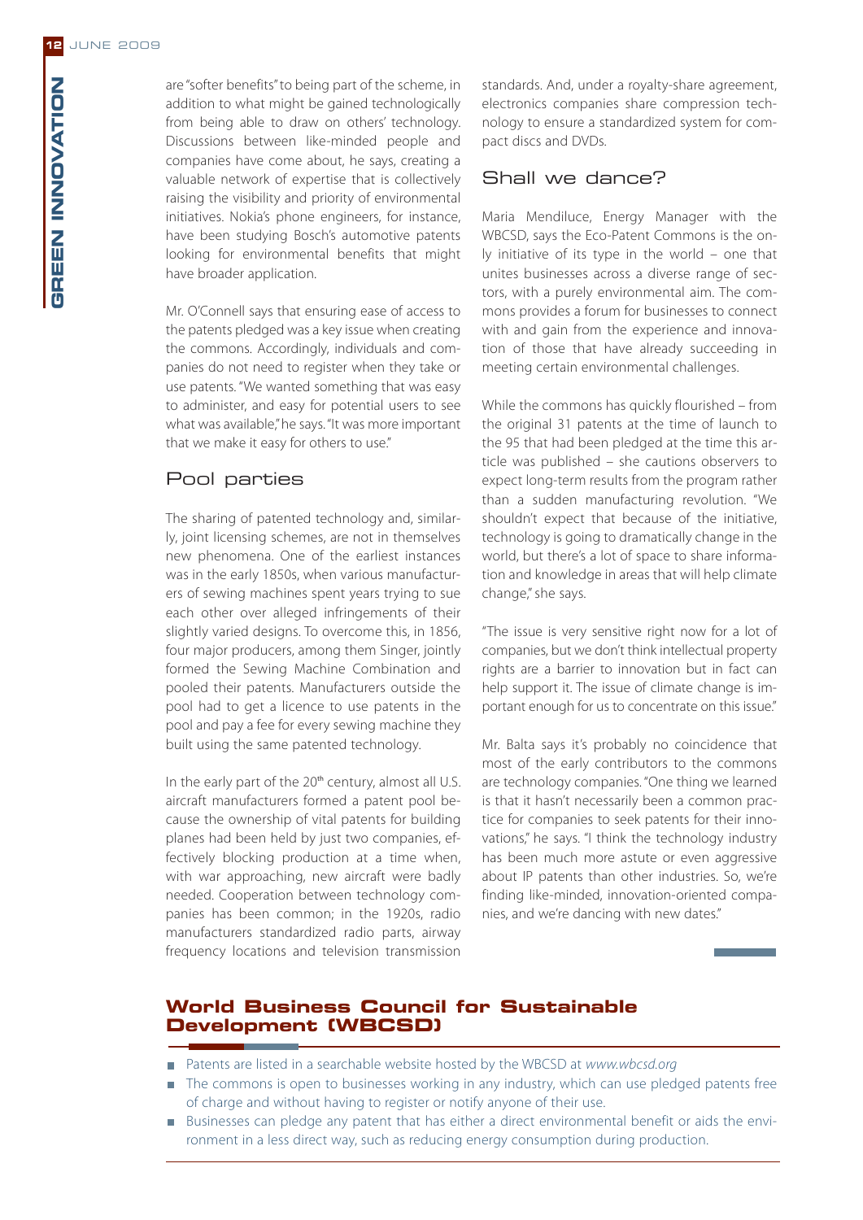are "softer benefits" to being part of the scheme, in addition to what might be gained technologically from being able to draw on others' technology. Discussions between like-minded people and companies have come about, he says, creating a valuable network of expertise that is collectively raising the visibility and priority of environmental initiatives. Nokia's phone engineers, for instance, have been studying Bosch's automotive patents looking for environmental benefits that might have broader application.

Mr. O'Connell says that ensuring ease of access to the patents pledged was a key issue when creating the commons. Accordingly, individuals and companies do not need to register when they take or use patents. "We wanted something that was easy to administer, and easy for potential users to see what was available," he says. "It was more important that we make it easy for others to use."

## Pool parties

The sharing of patented technology and, similarly, joint licensing schemes, are not in themselves new phenomena. One of the earliest instances was in the early 1850s, when various manufacturers of sewing machines spent years trying to sue each other over alleged infringements of their slightly varied designs. To overcome this, in 1856, four major producers, among them Singer, jointly formed the Sewing Machine Combination and pooled their patents. Manufacturers outside the pool had to get a licence to use patents in the pool and pay a fee for every sewing machine they built using the same patented technology.

In the early part of the 20th century, almost all U.S. aircraft manufacturers formed a patent pool because the ownership of vital patents for building planes had been held by just two companies, effectively blocking production at a time when, with war approaching, new aircraft were badly needed. Cooperation between technology companies has been common; in the 1920s, radio manufacturers standardized radio parts, airway frequency locations and television transmission standards. And, under a royalty-share agreement, electronics companies share compression technology to ensure a standardized system for compact discs and DVDs.

## Shall we dance?

Maria Mendiluce, Energy Manager with the WBCSD, says the Eco-Patent Commons is the only initiative of its type in the world – one that unites businesses across a diverse range of sectors, with a purely environmental aim. The commons provides a forum for businesses to connect with and gain from the experience and innovation of those that have already succeeding in meeting certain environmental challenges.

While the commons has quickly flourished – from the original 31 patents at the time of launch to the 95 that had been pledged at the time this article was published – she cautions observers to expect long-term results from the program rather than a sudden manufacturing revolution. "We shouldn't expect that because of the initiative, technology is going to dramatically change in the world, but there's a lot of space to share information and knowledge in areas that will help climate change," she says.

"The issue is very sensitive right now for a lot of companies, but we don't think intellectual property rights are a barrier to innovation but in fact can help support it. The issue of climate change is important enough for us to concentrate on this issue."

Mr. Balta says it's probably no coincidence that most of the early contributors to the commons are technology companies. "One thing we learned is that it hasn't necessarily been a common practice for companies to seek patents for their innovations," he says. "I think the technology industry has been much more astute or even aggressive about IP patents than other industries. So, we're finding like-minded, innovation-oriented companies, and we're dancing with new dates."

### World Business Council for Sustainable Development (WBCSD)

- Patents are listed in a searchable website hosted by the WBCSD at *www.wbcsd.org*
- The commons is open to businesses working in any industry, which can use pledged patents free of charge and without having to register or notify anyone of their use.
- Businesses can pledge any patent that has either a direct environmental benefit or aids the environment in a less direct way, such as reducing energy consumption during production.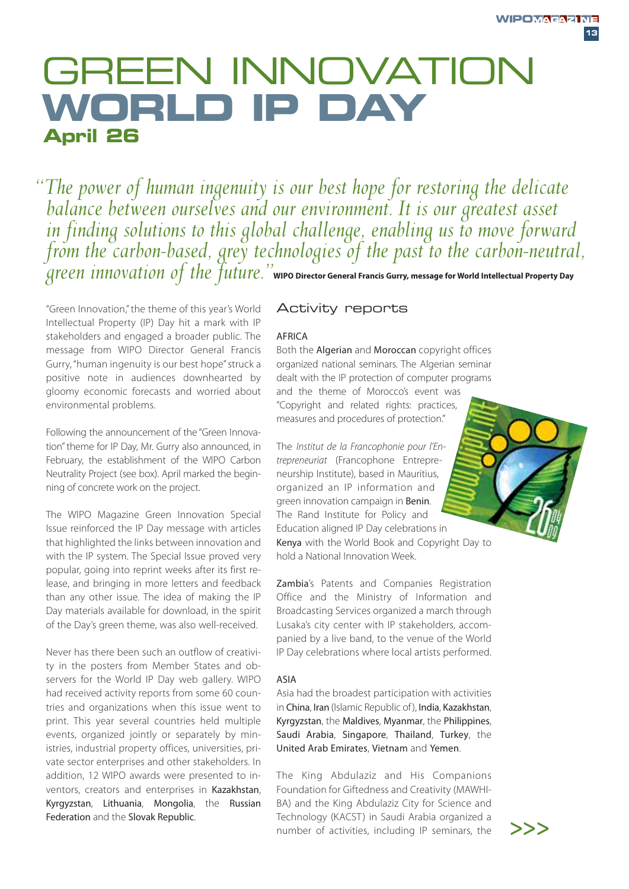# GREEN INNOVATION

# WORLD IP DAY

## April 26

*"The power of human ingenuity is our best hope for restoring the delicate balance between ourselves and our environment. It is our greatest asset in finding solutions to this global challenge, enabling us to move forward from the carbon-based, grey technologies of the past to the carbon-neutral, green innovation of the future."* **WIPO Director General Francis Gurry, message for World Intellectual Property Day**

"Green Innovation," the theme of this year's World Intellectual Property (IP) Day hit a mark with IP stakeholders and engaged a broader public. The message from WIPO Director General Francis Gurry, "human ingenuity is our best hope" struck a positive note in audiences downhearted by gloomy economic forecasts and worried about environmental problems.

Following the announcement of the "Green Innovation" theme for IP Day, Mr. Gurry also announced, in February, the establishment of the WIPO Carbon Neutrality Project (see box). April marked the beginning of concrete work on the project.

The WIPO Magazine Green Innovation Special Issue reinforced the IP Day message with articles that highlighted the links between innovation and with the IP system. The Special Issue proved very popular, going into reprint weeks after its first release, and bringing in more letters and feedback than any other issue. The idea of making the IP Day materials available for download, in the spirit of the Day's green theme, was also well-received.

Never has there been such an outflow of creativity in the posters from Member States and observers for the World IP Day web gallery. WIPO had received activity reports from some 60 countries and organizations when this issue went to print. This year several countries held multiple events, organized jointly or separately by ministries, industrial property offices, universities, private sector enterprises and other stakeholders. In addition, 12 WIPO awards were presented to inventors, creators and enterprises in Kazakhstan, Kyrgyzstan, Lithuania, Mongolia, the Russian Federation and the Slovak Republic.

## Activity reports

### AFRICA

Both the Algerian and Moroccan copyright offices organized national seminars. The Algerian seminar dealt with the IP protection of computer programs and the theme of Morocco's event was "Copyright and related rights: practices, measures and procedures of protection."

The *Institut de la Francophonie pour l'Entrepreneuriat* (Francophone Entrepreneurship Institute), based in Mauritius, organized an IP information and green innovation campaign in Benin. The Rand Institute for Policy and Education aligned IP Day celebrations in Kenya with the World Book and Copyright Day to hold a National Innovation Week.

Zambia's Patents and Companies Registration Office and the Ministry of Information and Broadcasting Services organized a march through Lusaka's city center with IP stakeholders, accompanied by a live band, to the venue of the World IP Day celebrations where local artists performed.

### ASIA

Asia had the broadest participation with activities in China, Iran (Islamic Republic of), India, Kazakhstan, Kyrgyzstan, the Maldives, Myanmar, the Philippines, Saudi Arabia, Singapore, Thailand, Turkey, the United Arab Emirates, Vietnam and Yemen.

The King Abdulaziz and His Companions Foundation for Giftedness and Creativity (MAWHIBA) and the King Abdulaziz City for Science and Technology (KACST) in Saudi Arabia organized a number of activities, including IP seminars, the >>>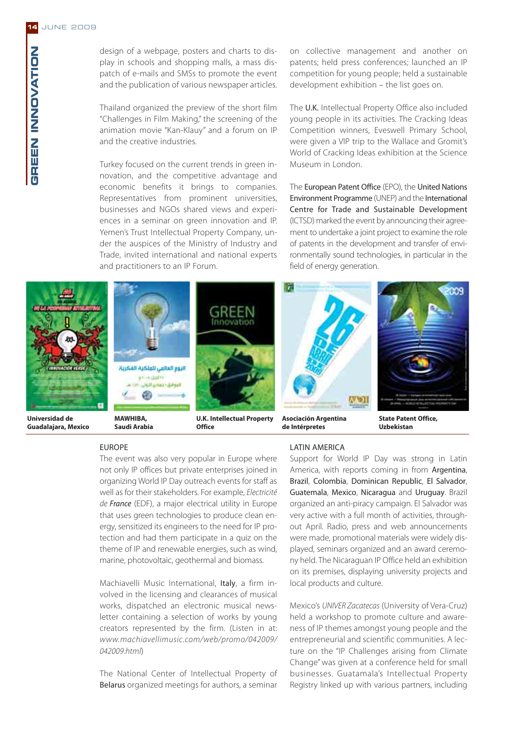design of a webpage, posters and charts to display in schools and shopping malls, a mass dispatch of e-mails and SMSs to promote the event and the publication of various newspaper articles.

Thailand organized the preview of the short film "Challenges in Film Making," the screening of the animation movie "Kan-Klauy" and a forum on IP and the creative industries.

Turkey focused on the current trends in green innovation, and the competitive advantage and economic benefits it brings to companies. Representatives from prominent universities, businesses and NGOs shared views and experiences in a seminar on green innovation and IP. Yemen's Trust Intellectual Property Company, under the auspices of the Ministry of Industry and Trade, invited international and national experts and practitioners to an IP Forum.

on collective management and another on patents; held press conferences; launched an IP competition for young people; held a sustainable development exhibition – the list goes on.

The U.K. Intellectual Property Office also included young people in its activities. The Cracking Ideas Competition winners, Eveswell Primary School, were given a VIP trip to the Wallace and Gromit's World of Cracking Ideas exhibition at the Science Museum in London.

The European Patent Office (EPO), the United Nations Environment Programme (UNEP) and the International Centre for Trade and Sustainable Development (ICTSD) marked the event by announcing their agreement to undertake a joint project to examine the role of patents in the development and transfer of environmentally sound technologies, in particular in the field of energy generation.

**Universidad de Guadalajara, Mexico**

**MAWHIBA, Saudi Arabia**

**U.K. Intellectual Property Office**

**Asociación Argentina de Intérpretes**

**State Patent Office, Uzbekistan**

## EUROPE

The event was also very popular in Europe where not only IP offices but private enterprises joined in organizing World IP Day outreach events for staff as well as for their stakeholders. For example, *Electricité de France* (EDF), a major electrical utility in Europe that uses green technologies to produce clean energy, sensitized its engineers to the need for IP protection and had them participate in a quiz on the theme of IP and renewable energies, such as wind, marine, photovoltaic, geothermal and biomass.

Machiavelli Music International, Italy, a firm involved in the licensing and clearances of musical works, dispatched an electronic music newsletter containing a selection of works by young creators represented by the firm. (Listen in at: *www.machiavellimusic.com/web/promo/042009/042009.html*)

The National Center of Intellectual Property of Belarus organized meetings for authors, a seminar

## LATIN AMERICA

Support for World IP Day was strong in Latin America, with reports coming in from Argentina, Brazil, Colombia, Dominican Republic, El Salvador, Guatemala, Mexico, Nicaragua and Uruguay. Brazil organized an anti-piracy campaign. El Salvador was very active with a full month of activities, throughout April. Radio, press and web announcements were made, promotional materials were widely displayed, seminars organized and an award ceremony held. The Nicaraguan IP Office held an exhibition on its premises, displaying university projects and local products and culture.

Mexico's *UNIVER Zacatecas* (University of Vera-Cruz) held a workshop to promote culture and awareness of IP themes amongst young people and the entrepreneurial and scientific communities. A lecture on the "IP Challenges arising from Climate Change" was given at a conference held for small businesses. Guatamala's Intellectual Property Registry linked up with various partners, including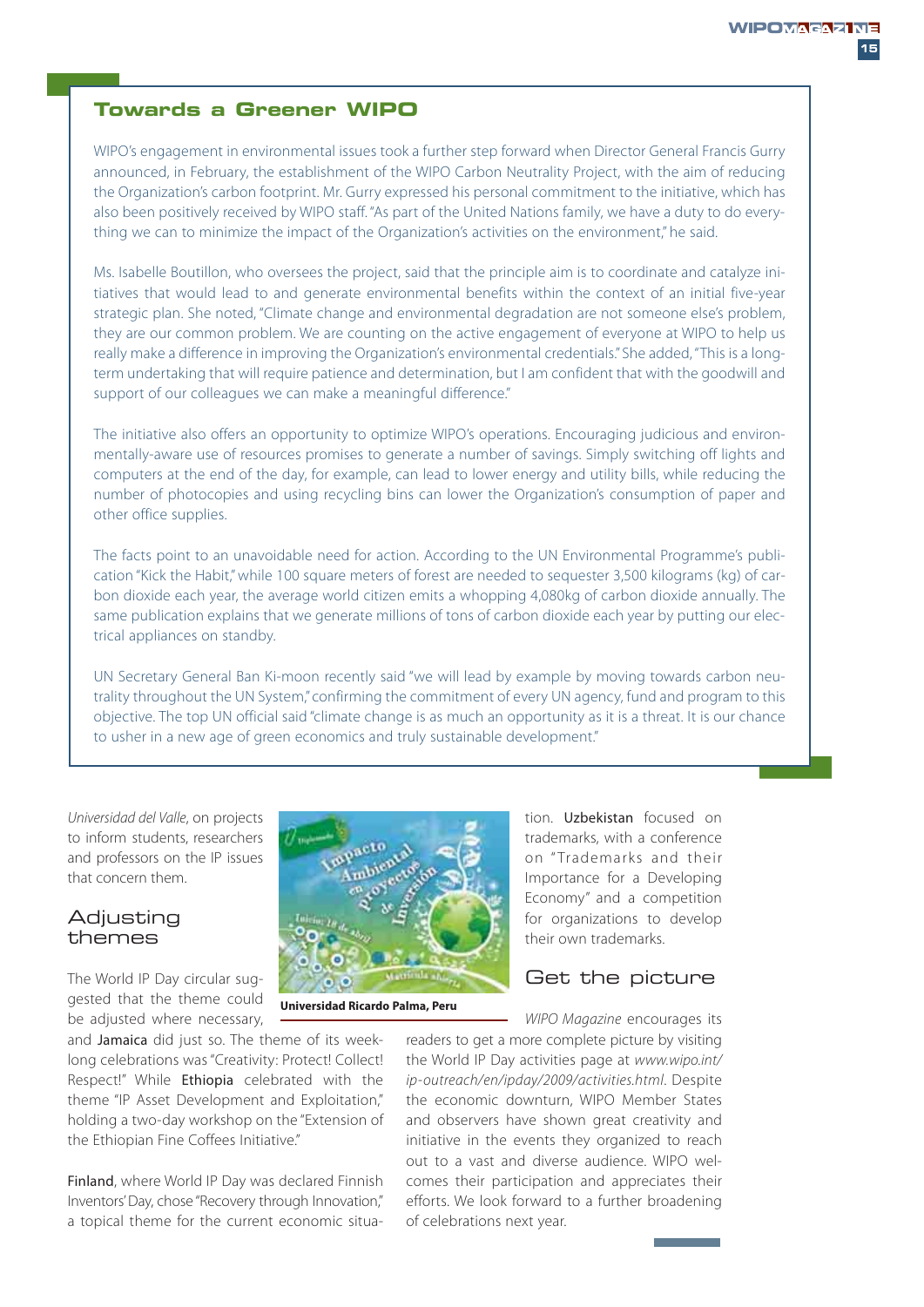## Towards a Greener WIPO

WIPO's engagement in environmental issues took a further step forward when Director General Francis Gurry announced, in February, the establishment of the WIPO Carbon Neutrality Project, with the aim of reducing the Organization's carbon footprint. Mr. Gurry expressed his personal commitment to the initiative, which has also been positively received by WIPO staff. "As part of the United Nations family, we have a duty to do everything we can to minimize the impact of the Organization's activities on the environment," he said.

Ms. Isabelle Boutillon, who oversees the project, said that the principle aim is to coordinate and catalyze initiatives that would lead to and generate environmental benefits within the context of an initial five-year strategic plan. She noted, "Climate change and environmental degradation are not someone else's problem, they are our common problem. We are counting on the active engagement of everyone at WIPO to help us really make a difference in improving the Organization's environmental credentials." She added, "This is a long-term undertaking that will require patience and determination, but I am confident that with the goodwill and support of our colleagues we can make a meaningful difference."

The initiative also offers an opportunity to optimize WIPO's operations. Encouraging judicious and environmentally-aware use of resources promises to generate a number of savings. Simply switching off lights and computers at the end of the day, for example, can lead to lower energy and utility bills, while reducing the number of photocopies and using recycling bins can lower the Organization's consumption of paper and other office supplies.

The facts point to an unavoidable need for action. According to the UN Environmental Programme's publication "Kick the Habit," while 100 square meters of forest are needed to sequester 3,500 kilograms (kg) of carbon dioxide each year, the average world citizen emits a whopping 4,080kg of carbon dioxide annually. The same publication explains that we generate millions of tons of carbon dioxide each year by putting our electrical appliances on standby.

UN Secretary General Ban Ki-moon recently said "we will lead by example by moving towards carbon neutrality throughout the UN System," confirming the commitment of every UN agency, fund and program to this objective. The top UN official said "climate change is as much an opportunity as it is a threat. It is our chance to usher in a new age of green economics and truly sustainable development."

*Universidad del Valle*, on projects to inform students, researchers and professors on the IP issues that concern them.

### Adjusting themes

The World IP Day circular suggested that the theme could be adjusted where necessary, and Jamaica did just so. The theme of its week-long celebrations was "Creativity: Protect! Collect! Respect!" While Ethiopia celebrated with the theme "IP Asset Development and Exploitation," holding a two-day workshop on the "Extension of the Ethiopian Fine Coffees Initiative."

Finland, where World IP Day was declared Finnish Inventors' Day, chose "Recovery through Innovation," a topical theme for the current economic situation. Uzbekistan focused on trademarks, with a conference on "Trademarks and their Importance for a Developing Economy" and a competition for organizations to develop their own trademarks.

**Universidad Ricardo Palma, Peru**

### Get the picture

*WIPO Magazine* encourages its readers to get a more complete picture by visiting the World IP Day activities page at *www.wipo.int/ip-outreach/en/ipday/2009/activities.html*. Despite the economic downturn, WIPO Member States and observers have shown great creativity and initiative in the events they organized to reach out to a vast and diverse audience. WIPO welcomes their participation and appreciates their efforts. We look forward to a further broadening of celebrations next year.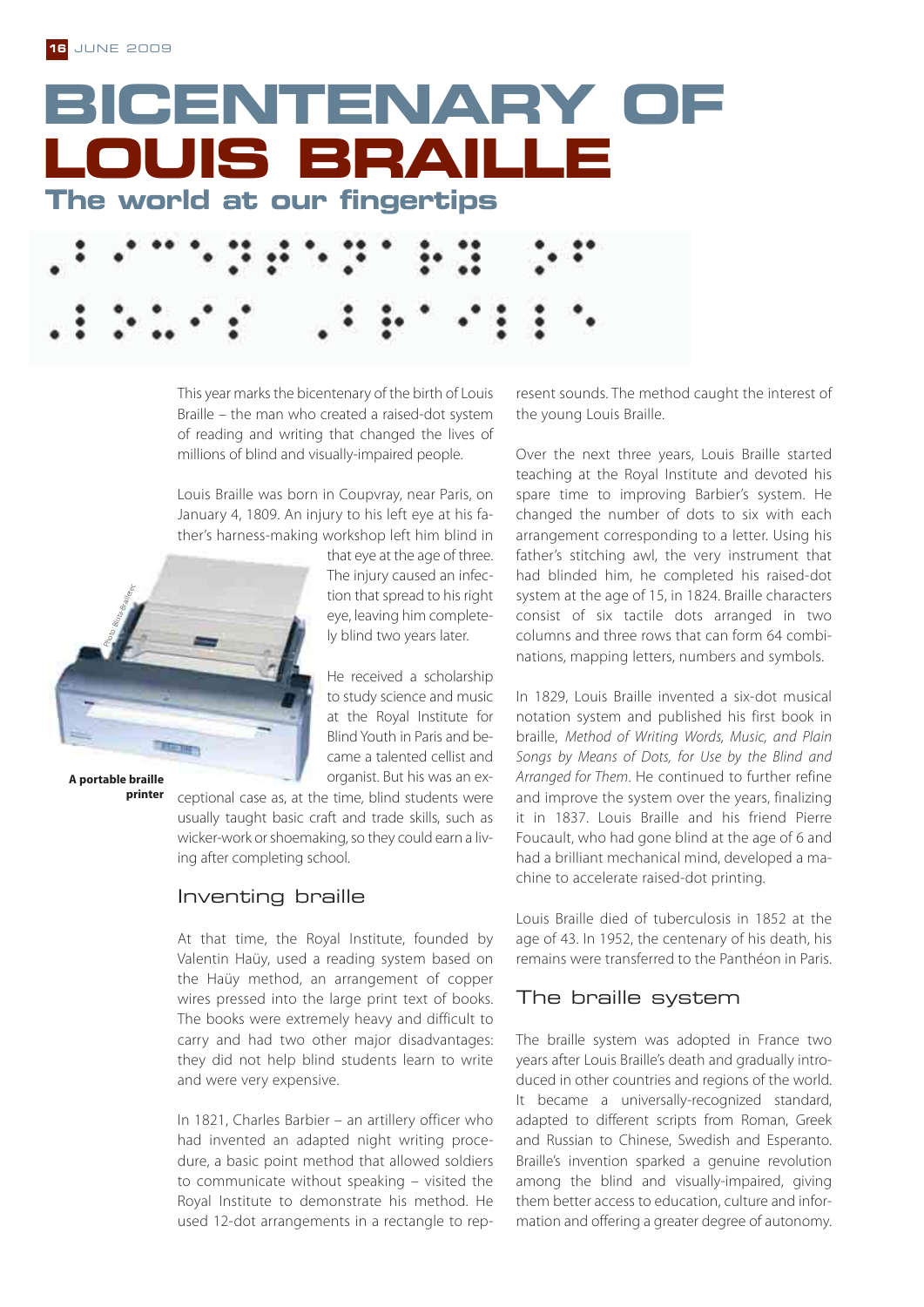# BICENTENARY OF LOUIS BRAILLE

## The world at our fingertips

This year marks the bicentenary of the birth of Louis Braille – the man who created a raised-dot system of reading and writing that changed the lives of millions of blind and visually-impaired people.

Louis Braille was born in Coupvray, near Paris, on January 4, 1809. An injury to his left eye at his father's harness-making workshop left him blind in that eye at the age of three. The injury caused an infection that spread to his right eye, leaving him completely blind two years later.

A portable braille printer

He received a scholarship to study science and music at the Royal Institute for Blind Youth in Paris and became a talented cellist and organist. But his was an exceptional case as, at the time, blind students were usually taught basic craft and trade skills, such as wicker-work or shoemaking, so they could earn a living after completing school.

### Inventing braille

At that time, the Royal Institute, founded by Valentin Haüy, used a reading system based on the Haüy method, an arrangement of copper wires pressed into the large print text of books. The books were extremely heavy and difficult to carry and had two other major disadvantages: they did not help blind students learn to write and were very expensive.

In 1821, Charles Barbier – an artillery officer who had invented an adapted night writing procedure, a basic point method that allowed soldiers to communicate without speaking – visited the Royal Institute to demonstrate his method. He used 12-dot arrangements in a rectangle to represent sounds. The method caught the interest of the young Louis Braille.

Over the next three years, Louis Braille started teaching at the Royal Institute and devoted his spare time to improving Barbier's system. He changed the number of dots to six with each arrangement corresponding to a letter. Using his father's stitching awl, the very instrument that had blinded him, he completed his raised-dot system at the age of 15, in 1824. Braille characters consist of six tactile dots arranged in two columns and three rows that can form 64 combinations, mapping letters, numbers and symbols.

In 1829, Louis Braille invented a six-dot musical notation system and published his first book in braille, *Method of Writing Words, Music, and Plain Songs by Means of Dots, for Use by the Blind and Arranged for Them*. He continued to further refine and improve the system over the years, finalizing it in 1837. Louis Braille and his friend Pierre Foucault, who had gone blind at the age of 6 and had a brilliant mechanical mind, developed a machine to accelerate raised-dot printing.

Louis Braille died of tuberculosis in 1852 at the age of 43. In 1952, the centenary of his death, his remains were transferred to the Panthéon in Paris.

### The braille system

The braille system was adopted in France two years after Louis Braille's death and gradually introduced in other countries and regions of the world. It became a universally-recognized standard, adapted to different scripts from Roman, Greek and Russian to Chinese, Swedish and Esperanto. Braille's invention sparked a genuine revolution among the blind and visually-impaired, giving them better access to education, culture and information and offering a greater degree of autonomy.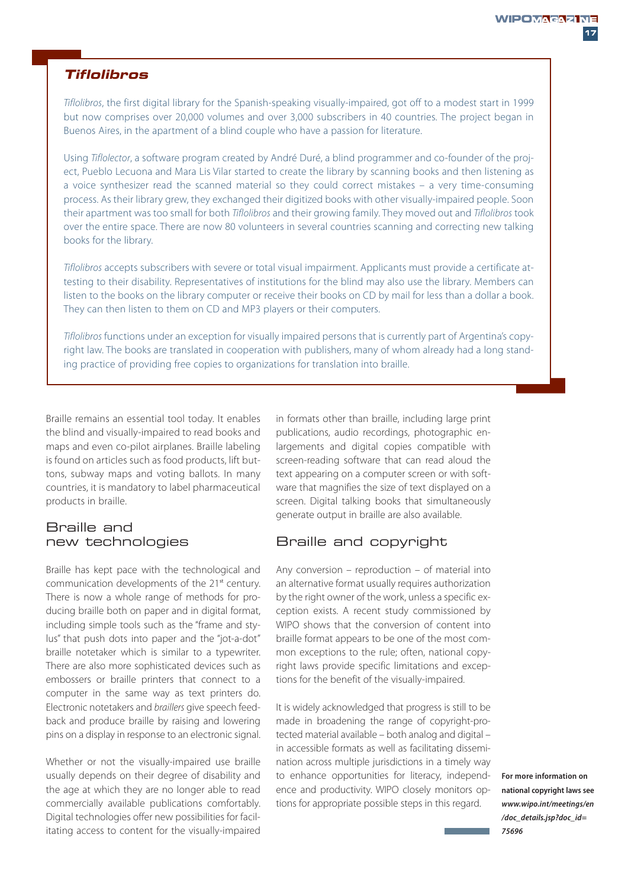## *Tiflolibros*

*Tiflolibros*, the first digital library for the Spanish-speaking visually-impaired, got off to a modest start in 1999 but now comprises over 20,000 volumes and over 3,000 subscribers in 40 countries. The project began in Buenos Aires, in the apartment of a blind couple who have a passion for literature.

Using *Tiflolector*, a software program created by André Duré, a blind programmer and co-founder of the project, Pueblo Lecuona and Mara Lis Vilar started to create the library by scanning books and then listening as a voice synthesizer read the scanned material so they could correct mistakes – a very time-consuming process. As their library grew, they exchanged their digitized books with other visually-impaired people. Soon their apartment was too small for both *Tiflolibros* and their growing family. They moved out and *Tiflolibros* took over the entire space. There are now 80 volunteers in several countries scanning and correcting new talking books for the library.

*Tiflolibros* accepts subscribers with severe or total visual impairment. Applicants must provide a certificate attesting to their disability. Representatives of institutions for the blind may also use the library. Members can listen to the books on the library computer or receive their books on CD by mail for less than a dollar a book. They can then listen to them on CD and MP3 players or their computers.

*Tiflolibros* functions under an exception for visually impaired persons that is currently part of Argentina's copyright law. The books are translated in cooperation with publishers, many of whom already had a long standing practice of providing free copies to organizations for translation into braille.

Braille remains an essential tool today. It enables the blind and visually-impaired to read books and maps and even co-pilot airplanes. Braille labeling is found on articles such as food products, lift buttons, subway maps and voting ballots. In many countries, it is mandatory to label pharmaceutical products in braille.

## Braille and new technologies

Braille has kept pace with the technological and communication developments of the 21st century. There is now a whole range of methods for producing braille both on paper and in digital format, including simple tools such as the "frame and stylus" that push dots into paper and the "jot-a-dot" braille notetaker which is similar to a typewriter. There are also more sophisticated devices such as embossers or braille printers that connect to a computer in the same way as text printers do. Electronic notetakers and *braillers* give speech feedback and produce braille by raising and lowering pins on a display in response to an electronic signal.

Whether or not the visually-impaired use braille usually depends on their degree of disability and the age at which they are no longer able to read commercially available publications comfortably. Digital technologies offer new possibilities for facilitating access to content for the visually-impaired in formats other than braille, including large print publications, audio recordings, photographic enlargements and digital copies compatible with screen-reading software that can read aloud the text appearing on a computer screen or with software that magnifies the size of text displayed on a screen. Digital talking books that simultaneously generate output in braille are also available.

## Braille and copyright

Any conversion – reproduction – of material into an alternative format usually requires authorization by the right owner of the work, unless a specific exception exists. A recent study commissioned by WIPO shows that the conversion of content into braille format appears to be one of the most common exceptions to the rule; often, national copyright laws provide specific limitations and exceptions for the benefit of the visually-impaired.

It is widely acknowledged that progress is still to be made in broadening the range of copyright-protected material available – both analog and digital – in accessible formats as well as facilitating dissemination across multiple jurisdictions in a timely way to enhance opportunities for literacy, independence and productivity. WIPO closely monitors options for appropriate possible steps in this regard.

**For more information on national copyright laws see *www.wipo.int/meetings/en/doc_details.jsp?doc_id=75696***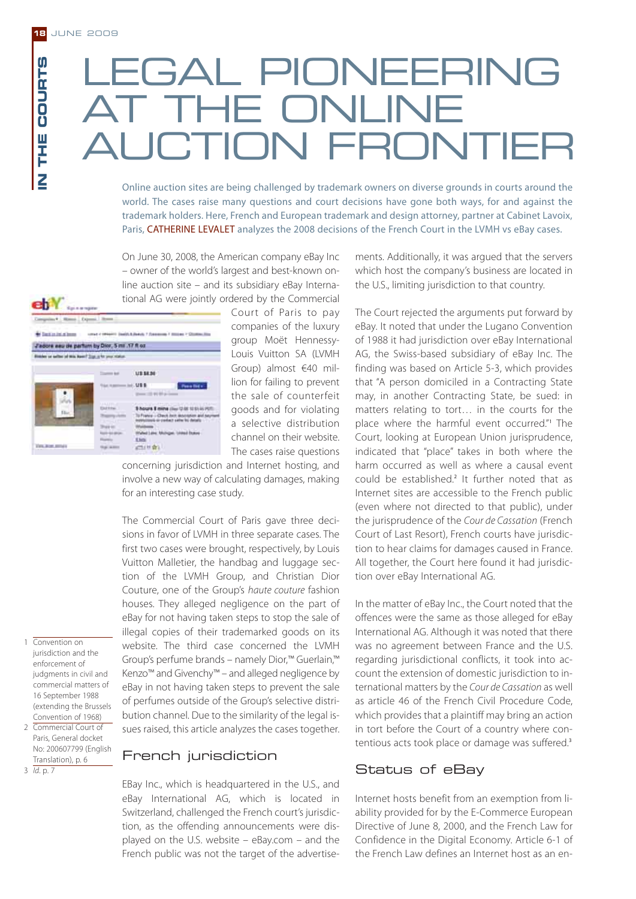# LEGAL PIONEERING AT THE ONLINE AUCTION FRONTIER

Online auction sites are being challenged by trademark owners on diverse grounds in courts around the world. The cases raise many questions and court decisions have gone both ways, for and against the trademark holders. Here, French and European trademark and design attorney, partner at Cabinet Lavoix, Paris, CATHERINE LEVALET analyzes the 2008 decisions of the French Court in the LVMH vs eBay cases.

On June 30, 2008, the American company eBay Inc – owner of the world's largest and best-known online auction site – and its subsidiary eBay International AG were jointly ordered by the Commercial Court of Paris to pay companies of the luxury group Moët Hennessy-Louis Vuitton SA (LVMH Group) almost €40 million for failing to prevent the sale of counterfeit goods and for violating a selective distribution channel on their website. The cases raise questions concerning jurisdiction and Internet hosting, and involve a new way of calculating damages, making for an interesting case study.

The Commercial Court of Paris gave three decisions in favor of LVMH in three separate cases. The first two cases were brought, respectively, by Louis Vuitton Malletier, the handbag and luggage section of the LVMH Group, and Christian Dior Couture, one of the Group's *haute couture* fashion houses. They alleged negligence on the part of eBay for not having taken steps to stop the sale of illegal copies of their trademarked goods on its website. The third case concerned the LVMH Group's perfume brands – namely Dior,™ Guerlain,™ Kenzo™ and Givenchy™ – and alleged negligence by eBay in not having taken steps to prevent the sale of perfumes outside of the Group's selective distribution channel. Due to the similarity of the legal issues raised, this article analyzes the cases together.

## French jurisdiction

EBay Inc., which is headquartered in the U.S., and eBay International AG, which is located in Switzerland, challenged the French court's jurisdiction, as the offending announcements were displayed on the U.S. website – eBay.com – and the French public was not the target of the advertisements. Additionally, it was argued that the servers which host the company's business are located in the U.S., limiting jurisdiction to that country.

The Court rejected the arguments put forward by eBay. It noted that under the Lugano Convention of 1988 it had jurisdiction over eBay International AG, the Swiss-based subsidiary of eBay Inc. The finding was based on Article 5-3, which provides that "A person domiciled in a Contracting State may, in another Contracting State, be sued: in matters relating to tort… in the courts for the place where the harmful event occurred."[1] The Court, looking at European Union jurisprudence, indicated that "place" takes in both where the harm occurred as well as where a causal event could be established.[2] It further noted that as Internet sites are accessible to the French public (even where not directed to that public), under the jurisprudence of the *Cour de Cassation* (French Court of Last Resort), French courts have jurisdiction to hear claims for damages caused in France. All together, the Court here found it had jurisdiction over eBay International AG.

In the matter of eBay Inc., the Court noted that the offences were the same as those alleged for eBay International AG. Although it was noted that there was no agreement between France and the U.S. regarding jurisdictional conflicts, it took into account the extension of domestic jurisdiction to international matters by the *Cour de Cassation* as well as article 46 of the French Civil Procedure Code, which provides that a plaintiff may bring an action in tort before the Court of a country where contentious acts took place or damage was suffered.[3]

## Status of eBay

Internet hosts benefit from an exemption from liability provided for by the E-Commerce European Directive of June 8, 2000, and the French Law for Confidence in the Digital Economy. Article 6-1 of the French Law defines an Internet host as an en-

---

1 Convention on jurisdiction and the enforcement of judgments in civil and commercial matters of 16 September 1988 (extending the Brussels Convention of 1968)

2 Commercial Court of Paris, General docket No: 200607799 (English Translation), p. 6

3 *Id*. p. 7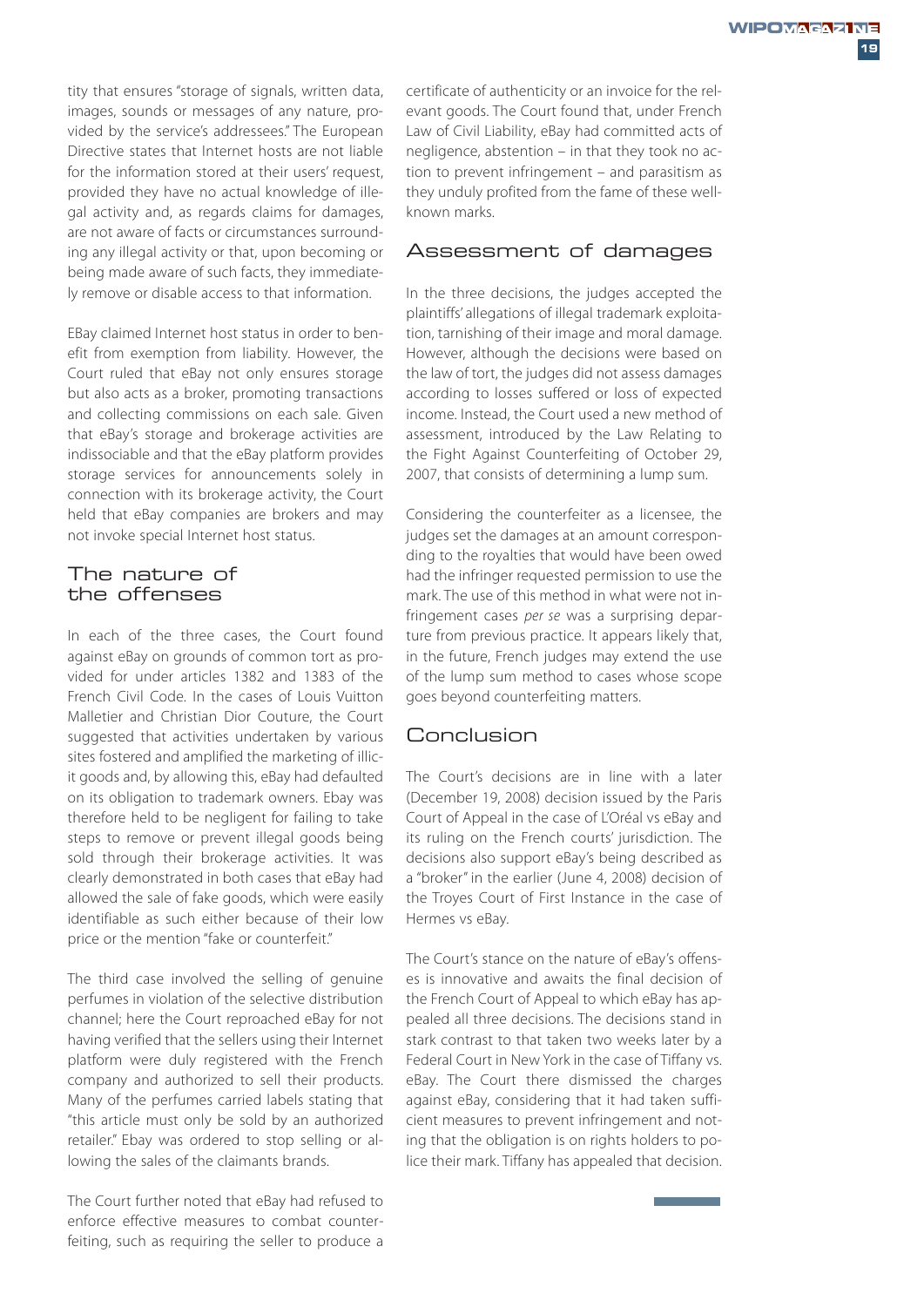tity that ensures "storage of signals, written data, images, sounds or messages of any nature, provided by the service's addressees." The European Directive states that Internet hosts are not liable for the information stored at their users' request, provided they have no actual knowledge of illegal activity and, as regards claims for damages, are not aware of facts or circumstances surrounding any illegal activity or that, upon becoming or being made aware of such facts, they immediately remove or disable access to that information.

EBay claimed Internet host status in order to benefit from exemption from liability. However, the Court ruled that eBay not only ensures storage but also acts as a broker, promoting transactions and collecting commissions on each sale. Given that eBay's storage and brokerage activities are indissociable and that the eBay platform provides storage services for announcements solely in connection with its brokerage activity, the Court held that eBay companies are brokers and may not invoke special Internet host status.

## The nature of the offenses

In each of the three cases, the Court found against eBay on grounds of common tort as provided for under articles 1382 and 1383 of the French Civil Code. In the cases of Louis Vuitton Malletier and Christian Dior Couture, the Court suggested that activities undertaken by various sites fostered and amplified the marketing of illicit goods and, by allowing this, eBay had defaulted on its obligation to trademark owners. Ebay was therefore held to be negligent for failing to take steps to remove or prevent illegal goods being sold through their brokerage activities. It was clearly demonstrated in both cases that eBay had allowed the sale of fake goods, which were easily identifiable as such either because of their low price or the mention "fake or counterfeit."

The third case involved the selling of genuine perfumes in violation of the selective distribution channel; here the Court reproached eBay for not having verified that the sellers using their Internet platform were duly registered with the French company and authorized to sell their products. Many of the perfumes carried labels stating that "this article must only be sold by an authorized retailer." Ebay was ordered to stop selling or allowing the sales of the claimants brands.

The Court further noted that eBay had refused to enforce effective measures to combat counterfeiting, such as requiring the seller to produce a certificate of authenticity or an invoice for the relevant goods. The Court found that, under French Law of Civil Liability, eBay had committed acts of negligence, abstention – in that they took no action to prevent infringement – and parasitism as they unduly profited from the fame of these well-known marks.

## Assessment of damages

In the three decisions, the judges accepted the plaintiffs' allegations of illegal trademark exploitation, tarnishing of their image and moral damage. However, although the decisions were based on the law of tort, the judges did not assess damages according to losses suffered or loss of expected income. Instead, the Court used a new method of assessment, introduced by the Law Relating to the Fight Against Counterfeiting of October 29, 2007, that consists of determining a lump sum.

Considering the counterfeiter as a licensee, the judges set the damages at an amount corresponding to the royalties that would have been owed had the infringer requested permission to use the mark. The use of this method in what were not infringement cases *per se* was a surprising departure from previous practice. It appears likely that, in the future, French judges may extend the use of the lump sum method to cases whose scope goes beyond counterfeiting matters.

## Conclusion

The Court's decisions are in line with a later (December 19, 2008) decision issued by the Paris Court of Appeal in the case of L'Oréal vs eBay and its ruling on the French courts' jurisdiction. The decisions also support eBay's being described as a "broker" in the earlier (June 4, 2008) decision of the Troyes Court of First Instance in the case of Hermes vs eBay.

The Court's stance on the nature of eBay's offenses is innovative and awaits the final decision of the French Court of Appeal to which eBay has appealed all three decisions. The decisions stand in stark contrast to that taken two weeks later by a Federal Court in New York in the case of Tiffany vs. eBay. The Court there dismissed the charges against eBay, considering that it had taken sufficient measures to prevent infringement and noting that the obligation is on rights holders to police their mark. Tiffany has appealed that decision.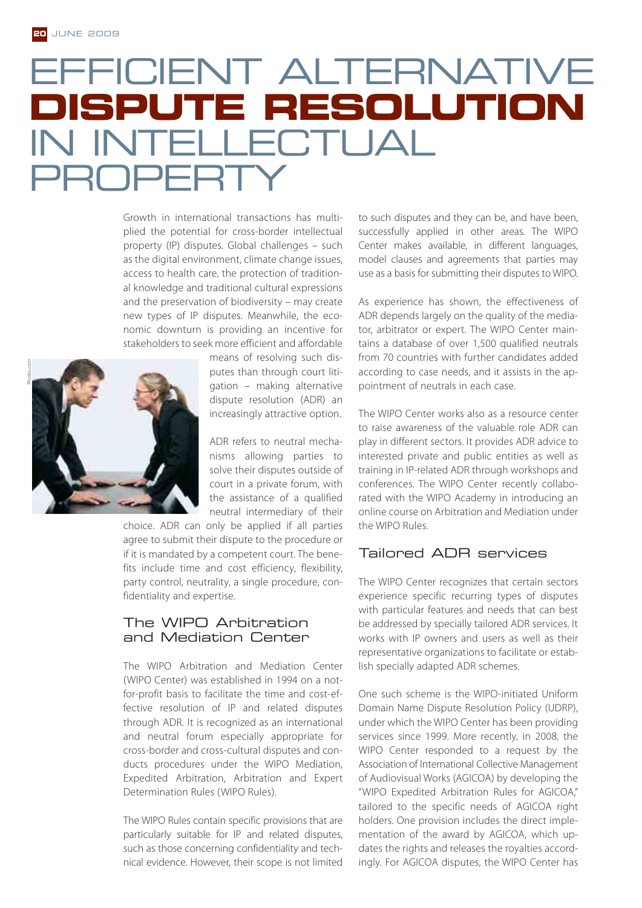# EFFICIENT ALTERNATIVE DISPUTE RESOLUTION IN INTELLECTUAL PROPERTY

Growth in international transactions has multiplied the potential for cross-border intellectual property (IP) disputes. Global challenges – such as the digital environment, climate change issues, access to health care, the protection of traditional knowledge and traditional cultural expressions and the preservation of biodiversity – may create new types of IP disputes. Meanwhile, the economic downturn is providing an incentive for stakeholders to seek more efficient and affordable means of resolving such disputes than through court litigation – making alternative dispute resolution (ADR) an increasingly attractive option.

ADR refers to neutral mechanisms allowing parties to solve their disputes outside of court in a private forum, with the assistance of a qualified neutral intermediary of their choice. ADR can only be applied if all parties agree to submit their dispute to the procedure or if it is mandated by a competent court. The benefits include time and cost efficiency, flexibility, party control, neutrality, a single procedure, confidentiality and expertise.

## The WIPO Arbitration and Mediation Center

The WIPO Arbitration and Mediation Center (WIPO Center) was established in 1994 on a not-for-profit basis to facilitate the time and cost-effective resolution of IP and related disputes through ADR. It is recognized as an international and neutral forum especially appropriate for cross-border and cross-cultural disputes and conducts procedures under the WIPO Mediation, Expedited Arbitration, Arbitration and Expert Determination Rules (WIPO Rules).

The WIPO Rules contain specific provisions that are particularly suitable for IP and related disputes, such as those concerning confidentiality and technical evidence. However, their scope is not limited to such disputes and they can be, and have been, successfully applied in other areas. The WIPO Center makes available, in different languages, model clauses and agreements that parties may use as a basis for submitting their disputes to WIPO.

As experience has shown, the effectiveness of ADR depends largely on the quality of the mediator, arbitrator or expert. The WIPO Center maintains a database of over 1,500 qualified neutrals from 70 countries with further candidates added according to case needs, and it assists in the appointment of neutrals in each case.

The WIPO Center works also as a resource center to raise awareness of the valuable role ADR can play in different sectors. It provides ADR advice to interested private and public entities as well as training in IP-related ADR through workshops and conferences. The WIPO Center recently collaborated with the WIPO Academy in introducing an online course on Arbitration and Mediation under the WIPO Rules.

## Tailored ADR services

The WIPO Center recognizes that certain sectors experience specific recurring types of disputes with particular features and needs that can best be addressed by specially tailored ADR services. It works with IP owners and users as well as their representative organizations to facilitate or establish specially adapted ADR schemes.

One such scheme is the WIPO-initiated Uniform Domain Name Dispute Resolution Policy (UDRP), under which the WIPO Center has been providing services since 1999. More recently, in 2008, the WIPO Center responded to a request by the Association of International Collective Management of Audiovisual Works (AGICOA) by developing the "WIPO Expedited Arbitration Rules for AGICOA," tailored to the specific needs of AGICOA right holders. One provision includes the direct implementation of the award by AGICOA, which updates the rights and releases the royalties accordingly. For AGICOA disputes, the WIPO Center has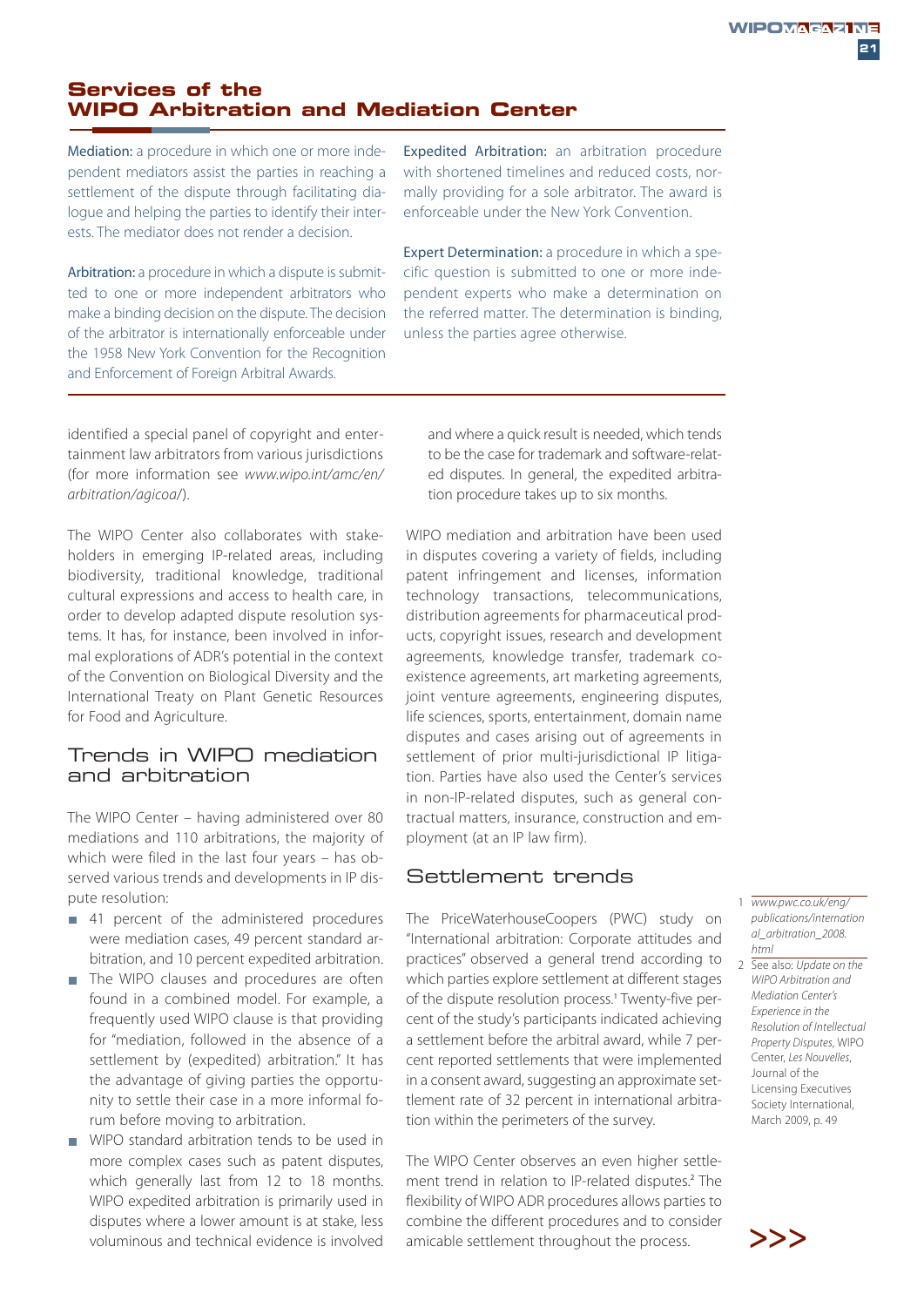## Services of the WIPO Arbitration and Mediation Center

Mediation: a procedure in which one or more independent mediators assist the parties in reaching a settlement of the dispute through facilitating dialogue and helping the parties to identify their interests. The mediator does not render a decision.

Arbitration: a procedure in which a dispute is submitted to one or more independent arbitrators who make a binding decision on the dispute. The decision of the arbitrator is internationally enforceable under the 1958 New York Convention for the Recognition and Enforcement of Foreign Arbitral Awards.

Expedited Arbitration: an arbitration procedure with shortened timelines and reduced costs, normally providing for a sole arbitrator. The award is enforceable under the New York Convention.

Expert Determination: a procedure in which a specific question is submitted to one or more independent experts who make a determination on the referred matter. The determination is binding, unless the parties agree otherwise.

---

identified a special panel of copyright and entertainment law arbitrators from various jurisdictions (for more information see *www.wipo.int/amc/en/arbitration/agicoa/*).

The WIPO Center also collaborates with stakeholders in emerging IP-related areas, including biodiversity, traditional knowledge, traditional cultural expressions and access to health care, in order to develop adapted dispute resolution systems. It has, for instance, been involved in informal explorations of ADR's potential in the context of the Convention on Biological Diversity and the International Treaty on Plant Genetic Resources for Food and Agriculture.

## Trends in WIPO mediation and arbitration

The WIPO Center – having administered over 80 mediations and 110 arbitrations, the majority of which were filed in the last four years – has observed various trends and developments in IP dispute resolution:

- 41 percent of the administered procedures were mediation cases, 49 percent standard arbitration, and 10 percent expedited arbitration.
- The WIPO clauses and procedures are often found in a combined model. For example, a frequently used WIPO clause is that providing for "mediation, followed in the absence of a settlement by (expedited) arbitration." It has the advantage of giving parties the opportunity to settle their case in a more informal forum before moving to arbitration.
- WIPO standard arbitration tends to be used in more complex cases such as patent disputes, which generally last from 12 to 18 months. WIPO expedited arbitration is primarily used in disputes where a lower amount is at stake, less voluminous and technical evidence is involved and where a quick result is needed, which tends to be the case for trademark and software-related disputes. In general, the expedited arbitration procedure takes up to six months.

WIPO mediation and arbitration have been used in disputes covering a variety of fields, including patent infringement and licenses, information technology transactions, telecommunications, distribution agreements for pharmaceutical products, copyright issues, research and development agreements, knowledge transfer, trademark coexistence agreements, art marketing agreements, joint venture agreements, engineering disputes, life sciences, sports, entertainment, domain name disputes and cases arising out of agreements in settlement of prior multi-jurisdictional IP litigation. Parties have also used the Center's services in non-IP-related disputes, such as general contractual matters, insurance, construction and employment (at an IP law firm).

## Settlement trends

The PriceWaterhouseCoopers (PWC) study on "International arbitration: Corporate attitudes and practices" observed a general trend according to which parties explore settlement at different stages of the dispute resolution process.[1] Twenty-five percent of the study's participants indicated achieving a settlement before the arbitral award, while 7 percent reported settlements that were implemented in a consent award, suggesting an approximate settlement rate of 32 percent in international arbitration within the perimeters of the survey.

The WIPO Center observes an even higher settlement trend in relation to IP-related disputes.[2] The flexibility of WIPO ADR procedures allows parties to combine the different procedures and to consider amicable settlement throughout the process.

>>>

---

1 *www.pwc.co.uk/eng/publications/international_arbitration_2008.html*

2 See also: *Update on the WIPO Arbitration and Mediation Center's Experience in the Resolution of Intellectual Property Disputes*, WIPO Center, *Les Nouvelles*, Journal of the Licensing Executives Society International, March 2009, p. 49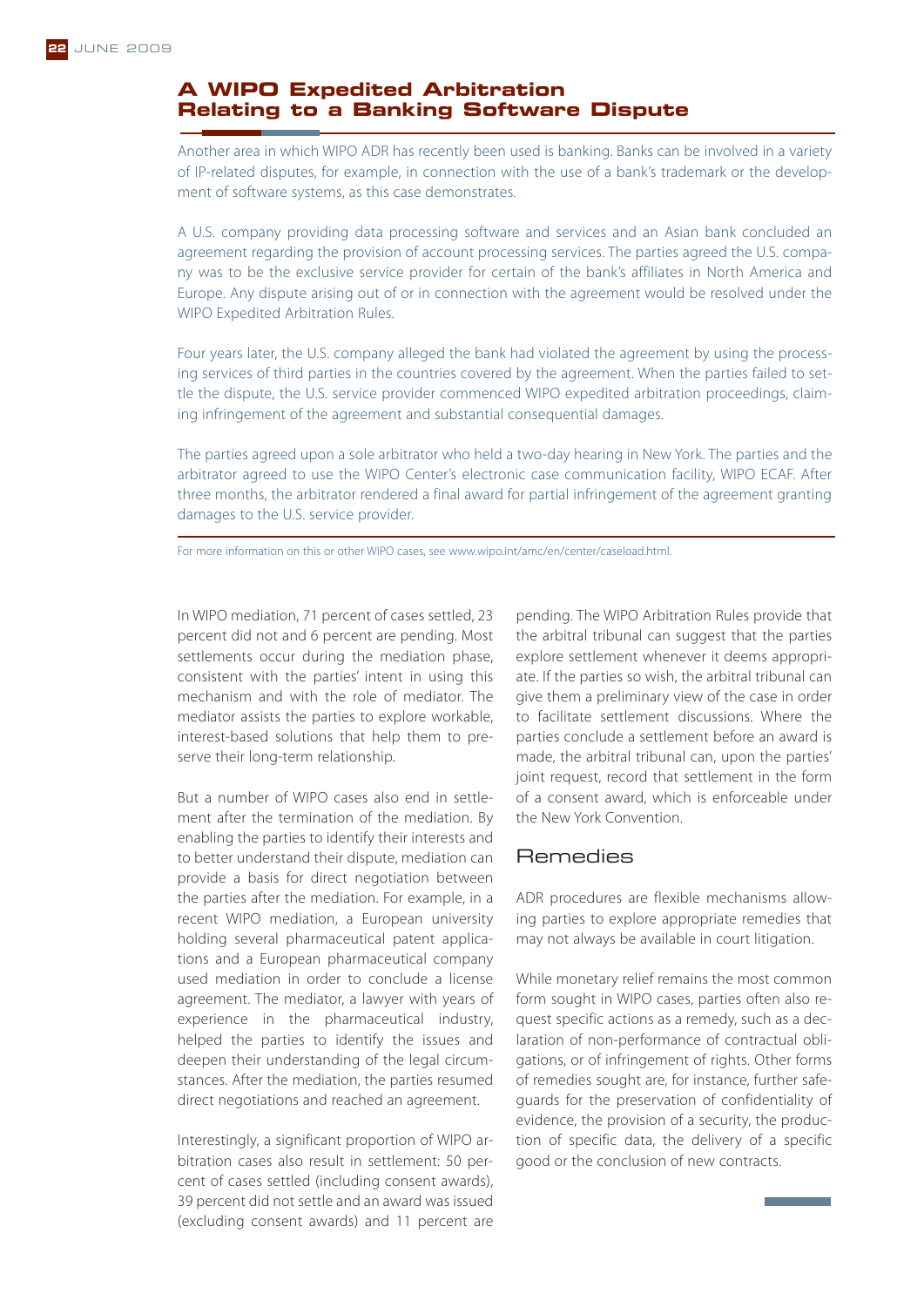## A WIPO Expedited Arbitration Relating to a Banking Software Dispute

Another area in which WIPO ADR has recently been used is banking. Banks can be involved in a variety of IP-related disputes, for example, in connection with the use of a bank's trademark or the development of software systems, as this case demonstrates.

A U.S. company providing data processing software and services and an Asian bank concluded an agreement regarding the provision of account processing services. The parties agreed the U.S. company was to be the exclusive service provider for certain of the bank's affiliates in North America and Europe. Any dispute arising out of or in connection with the agreement would be resolved under the WIPO Expedited Arbitration Rules.

Four years later, the U.S. company alleged the bank had violated the agreement by using the processing services of third parties in the countries covered by the agreement. When the parties failed to settle the dispute, the U.S. service provider commenced WIPO expedited arbitration proceedings, claiming infringement of the agreement and substantial consequential damages.

The parties agreed upon a sole arbitrator who held a two-day hearing in New York. The parties and the arbitrator agreed to use the WIPO Center's electronic case communication facility, WIPO ECAF. After three months, the arbitrator rendered a final award for partial infringement of the agreement granting damages to the U.S. service provider.

For more information on this or other WIPO cases, see www.wipo.int/amc/en/center/caseload.html.

In WIPO mediation, 71 percent of cases settled, 23 percent did not and 6 percent are pending. Most settlements occur during the mediation phase, consistent with the parties' intent in using this mechanism and with the role of mediator. The mediator assists the parties to explore workable, interest-based solutions that help them to preserve their long-term relationship.

But a number of WIPO cases also end in settlement after the termination of the mediation. By enabling the parties to identify their interests and to better understand their dispute, mediation can provide a basis for direct negotiation between the parties after the mediation. For example, in a recent WIPO mediation, a European university holding several pharmaceutical patent applications and a European pharmaceutical company used mediation in order to conclude a license agreement. The mediator, a lawyer with years of experience in the pharmaceutical industry, helped the parties to identify the issues and deepen their understanding of the legal circumstances. After the mediation, the parties resumed direct negotiations and reached an agreement.

Interestingly, a significant proportion of WIPO arbitration cases also result in settlement: 50 percent of cases settled (including consent awards), 39 percent did not settle and an award was issued (excluding consent awards) and 11 percent are pending. The WIPO Arbitration Rules provide that the arbitral tribunal can suggest that the parties explore settlement whenever it deems appropriate. If the parties so wish, the arbitral tribunal can give them a preliminary view of the case in order to facilitate settlement discussions. Where the parties conclude a settlement before an award is made, the arbitral tribunal can, upon the parties' joint request, record that settlement in the form of a consent award, which is enforceable under the New York Convention.

### Remedies

ADR procedures are flexible mechanisms allowing parties to explore appropriate remedies that may not always be available in court litigation.

While monetary relief remains the most common form sought in WIPO cases, parties often also request specific actions as a remedy, such as a declaration of non-performance of contractual obligations, or of infringement of rights. Other forms of remedies sought are, for instance, further safeguards for the preservation of confidentiality of evidence, the provision of a security, the production of specific data, the delivery of a specific good or the conclusion of new contracts.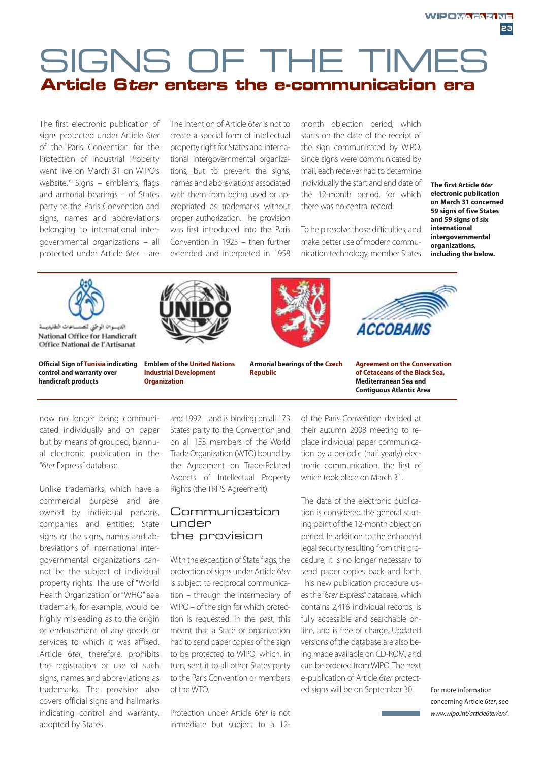# SIGNS OF THE TIMES

## Article 6*ter* enters the e-communication era

The first electronic publication of signs protected under Article 6*ter* of the Paris Convention for the Protection of Industrial Property went live on March 31 on WIPO's website.* Signs – emblems, flags and armorial bearings – of States party to the Paris Convention and signs, names and abbreviations belonging to international intergovernmental organizations – all protected under Article 6*ter* – are now no longer being communicated individually and on paper but by means of grouped, biannual electronic publication in the "6*ter* Express" database.

Unlike trademarks, which have a commercial purpose and are owned by individual persons, companies and entities, State signs or the signs, names and abbreviations of international intergovernmental organizations cannot be the subject of individual property rights. The use of "World Health Organization" or "WHO" as a trademark, for example, would be highly misleading as to the origin or endorsement of any goods or services to which it was affixed. Article 6*ter*, therefore, prohibits the registration or use of such signs, names and abbreviations as trademarks. The provision also covers official signs and hallmarks indicating control and warranty, adopted by States.

The intention of Article 6*ter* is not to create a special form of intellectual property right for States and international intergovernmental organizations, but to prevent the signs, names and abbreviations associated with them from being used or appropriated as trademarks without proper authorization. The provision was first introduced into the Paris Convention in 1925 – then further extended and interpreted in 1958 and 1992 – and is binding on all 173 States party to the Convention and on all 153 members of the World Trade Organization (WTO) bound by the Agreement on Trade-Related Aspects of Intellectual Property Rights (the TRIPS Agreement).

### Communication under the provision

With the exception of State flags, the protection of signs under Article 6*ter* is subject to reciprocal communication – through the intermediary of WIPO – of the sign for which protection is requested. In the past, this meant that a State or organization had to send paper copies of the sign to be protected to WIPO, which, in turn, sent it to all other States party to the Paris Convention or members of the WTO.

Protection under Article 6*ter* is not immediate but subject to a 12-month objection period, which starts on the date of the receipt of the sign communicated by WIPO. Since signs were communicated by mail, each receiver had to determine individually the start and end date of the 12-month period, for which there was no central record.

To help resolve those difficulties, and make better use of modern communication technology, member States of the Paris Convention decided at their autumn 2008 meeting to replace individual paper communication by a periodic (half yearly) electronic communication, the first of which took place on March 31.

The date of the electronic publication is considered the general starting point of the 12-month objection period. In addition to the enhanced legal security resulting from this procedure, it is no longer necessary to send paper copies back and forth. This new publication procedure uses the "6*ter* Express" database, which contains 2,416 individual records, is fully accessible and searchable online, and is free of charge. Updated versions of the database are also being made available on CD-ROM, and can be ordered from WIPO. The next e-publication of Article 6*ter* protected signs will be on September 30.

**The first Article 6*ter* electronic publication on March 31 concerned 59 signs of five States and 59 signs of six international intergovernmental organizations, including the below.**

الديـوان الوطني للصنـاعات التقليديـة
National Office for Handicraft
Office National de l'Artisanat

**Official Sign of Tunisia indicating control and warranty over handicraft products**

**Emblem of the United Nations Industrial Development Organization**

**Armorial bearings of the Czech Republic**

ACCOBAMS

**Agreement on the Conservation of Cetaceans of the Black Sea, Mediterranean Sea and Contiguous Atlantic Area**

* For more information concerning Article 6*ter*, see *www.wipo.int/article6ter/en/*.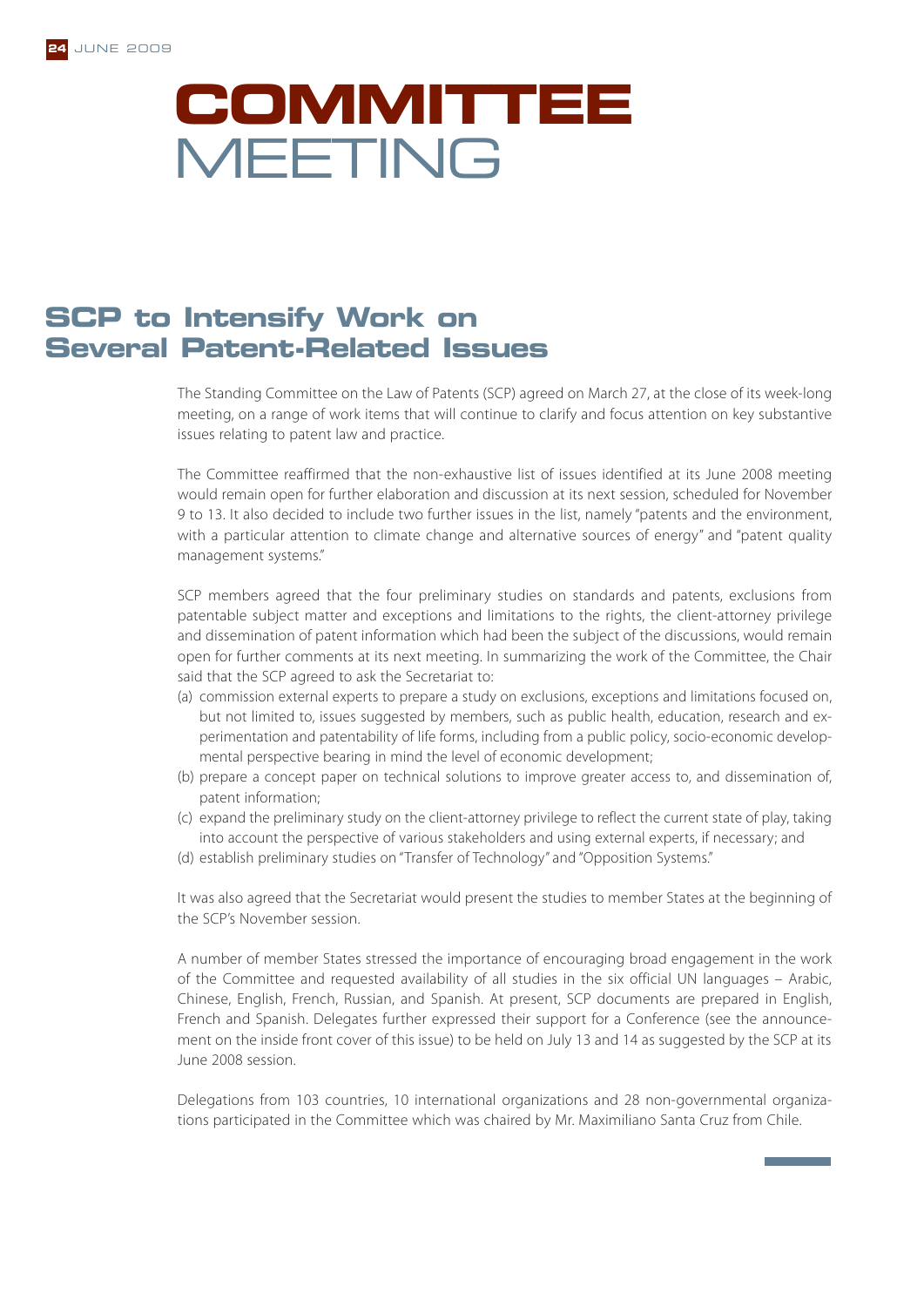# COMMITTEE MEETING

## SCP to Intensify Work on Several Patent-Related Issues

The Standing Committee on the Law of Patents (SCP) agreed on March 27, at the close of its week-long meeting, on a range of work items that will continue to clarify and focus attention on key substantive issues relating to patent law and practice.

The Committee reaffirmed that the non-exhaustive list of issues identified at its June 2008 meeting would remain open for further elaboration and discussion at its next session, scheduled for November 9 to 13. It also decided to include two further issues in the list, namely "patents and the environment, with a particular attention to climate change and alternative sources of energy" and "patent quality management systems."

SCP members agreed that the four preliminary studies on standards and patents, exclusions from patentable subject matter and exceptions and limitations to the rights, the client-attorney privilege and dissemination of patent information which had been the subject of the discussions, would remain open for further comments at its next meeting. In summarizing the work of the Committee, the Chair said that the SCP agreed to ask the Secretariat to:

(a) commission external experts to prepare a study on exclusions, exceptions and limitations focused on, but not limited to, issues suggested by members, such as public health, education, research and experimentation and patentability of life forms, including from a public policy, socio-economic developmental perspective bearing in mind the level of economic development;
(b) prepare a concept paper on technical solutions to improve greater access to, and dissemination of, patent information;
(c) expand the preliminary study on the client-attorney privilege to reflect the current state of play, taking into account the perspective of various stakeholders and using external experts, if necessary; and
(d) establish preliminary studies on "Transfer of Technology" and "Opposition Systems."

It was also agreed that the Secretariat would present the studies to member States at the beginning of the SCP's November session.

A number of member States stressed the importance of encouraging broad engagement in the work of the Committee and requested availability of all studies in the six official UN languages – Arabic, Chinese, English, French, Russian, and Spanish. At present, SCP documents are prepared in English, French and Spanish. Delegates further expressed their support for a Conference (see the announcement on the inside front cover of this issue) to be held on July 13 and 14 as suggested by the SCP at its June 2008 session.

Delegations from 103 countries, 10 international organizations and 28 non-governmental organizations participated in the Committee which was chaired by Mr. Maximiliano Santa Cruz from Chile.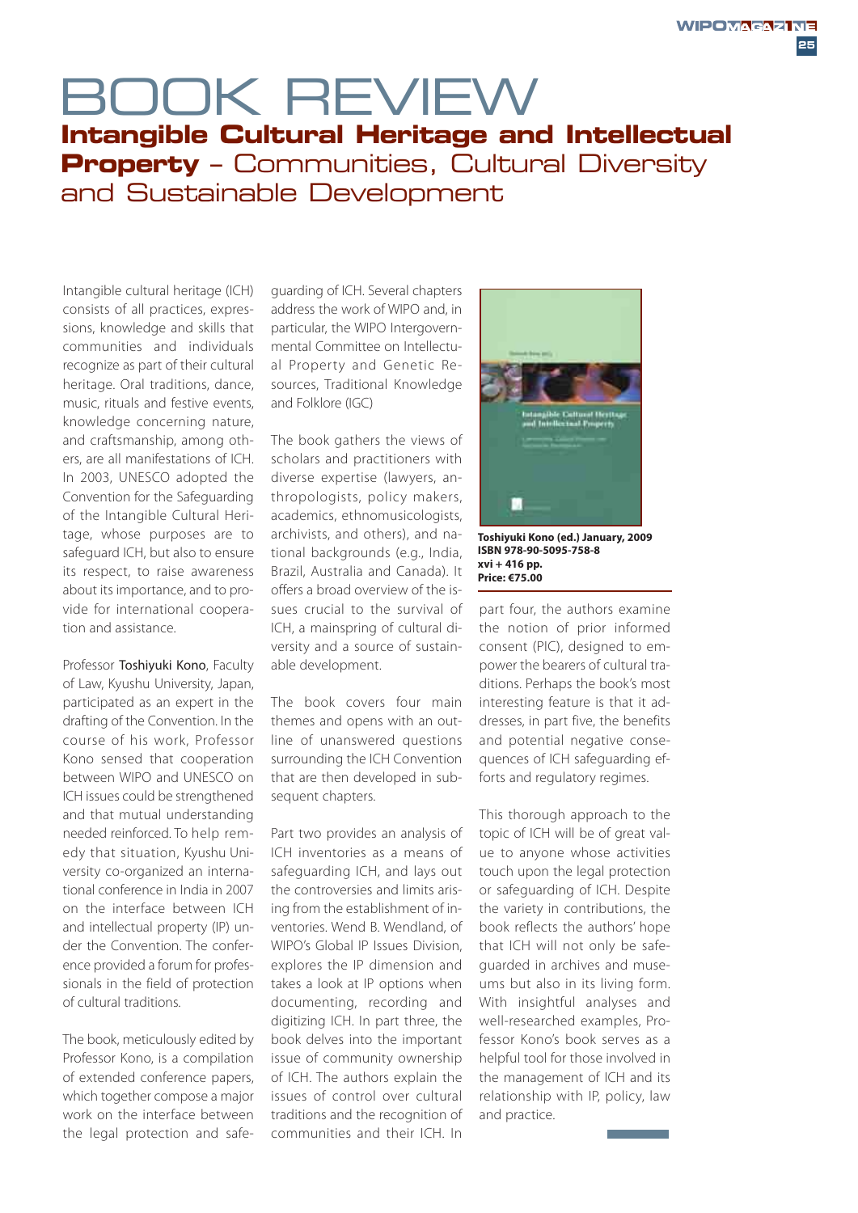# BOOK REVIEW

## **Intangible Cultural Heritage and Intellectual Property** – Communities, Cultural Diversity and Sustainable Development

Intangible cultural heritage (ICH) consists of all practices, expressions, knowledge and skills that communities and individuals recognize as part of their cultural heritage. Oral traditions, dance, music, rituals and festive events, knowledge concerning nature, and craftsmanship, among others, are all manifestations of ICH. In 2003, UNESCO adopted the Convention for the Safeguarding of the Intangible Cultural Heritage, whose purposes are to safeguard ICH, but also to ensure its respect, to raise awareness about its importance, and to provide for international cooperation and assistance.

Professor Toshiyuki Kono, Faculty of Law, Kyushu University, Japan, participated as an expert in the drafting of the Convention. In the course of his work, Professor Kono sensed that cooperation between WIPO and UNESCO on ICH issues could be strengthened and that mutual understanding needed reinforced. To help remedy that situation, Kyushu University co-organized an international conference in India in 2007 on the interface between ICH and intellectual property (IP) under the Convention. The conference provided a forum for professionals in the field of protection of cultural traditions.

The book, meticulously edited by Professor Kono, is a compilation of extended conference papers, which together compose a major work on the interface between the legal protection and safeguarding of ICH. Several chapters address the work of WIPO and, in particular, the WIPO Intergovernmental Committee on Intellectual Property and Genetic Resources, Traditional Knowledge and Folklore (IGC)

The book gathers the views of scholars and practitioners with diverse expertise (lawyers, anthropologists, policy makers, academics, ethnomusicologists, archivists, and others), and national backgrounds (e.g., India, Brazil, Australia and Canada). It offers a broad overview of the issues crucial to the survival of ICH, a mainspring of cultural diversity and a source of sustainable development.

The book covers four main themes and opens with an outline of unanswered questions surrounding the ICH Convention that are then developed in subsequent chapters.

Part two provides an analysis of ICH inventories as a means of safeguarding ICH, and lays out the controversies and limits arising from the establishment of inventories. Wend B. Wendland, of WIPO's Global IP Issues Division, explores the IP dimension and takes a look at IP options when documenting, recording and digitizing ICH. In part three, the book delves into the important issue of community ownership of ICH. The authors explain the issues of control over cultural traditions and the recognition of communities and their ICH. In part four, the authors examine the notion of prior informed consent (PIC), designed to empower the bearers of cultural traditions. Perhaps the book's most interesting feature is that it addresses, in part five, the benefits and potential negative consequences of ICH safeguarding efforts and regulatory regimes.

**Toshiyuki Kono (ed.) January, 2009**
**ISBN 978-90-5095-758-8**
**xvi + 416 pp.**
**Price: €75.00**

This thorough approach to the topic of ICH will be of great value to anyone whose activities touch upon the legal protection or safeguarding of ICH. Despite the variety in contributions, the book reflects the authors' hope that ICH will not only be safeguarded in archives and museums but also in its living form. With insightful analyses and well-researched examples, Professor Kono's book serves as a helpful tool for those involved in the management of ICH and its relationship with IP, policy, law and practice.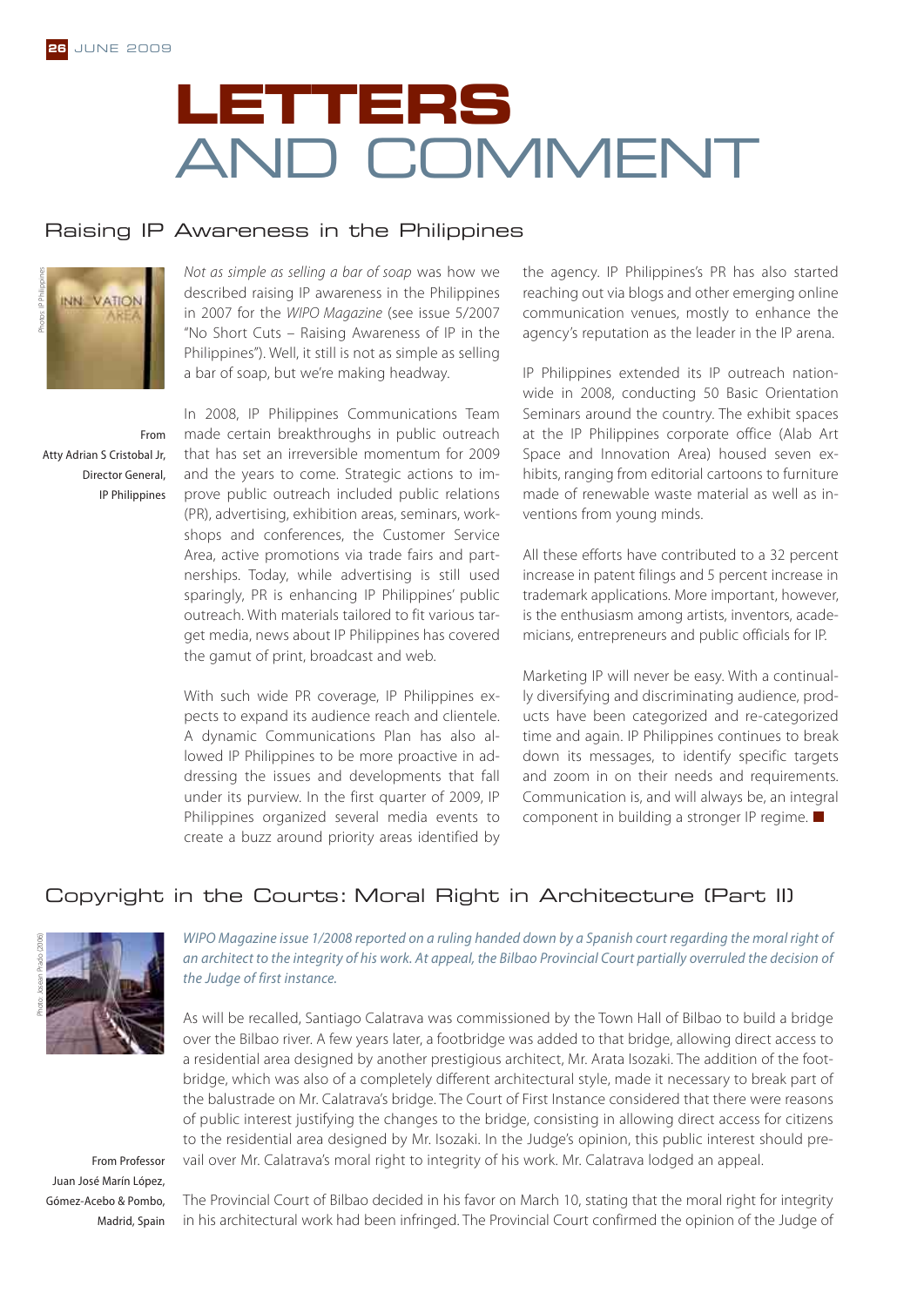# LETTERS AND COMMENT

## Raising IP Awareness in the Philippines

Photos: IP Philippines

From Atty Adrian S Cristobal Jr, Director General, IP Philippines

*Not as simple as selling a bar of soap* was how we described raising IP awareness in the Philippines in 2007 for the *WIPO Magazine* (see issue 5/2007 "No Short Cuts – Raising Awareness of IP in the Philippines"). Well, it still is not as simple as selling a bar of soap, but we're making headway.

In 2008, IP Philippines Communications Team made certain breakthroughs in public outreach that has set an irreversible momentum for 2009 and the years to come. Strategic actions to improve public outreach included public relations (PR), advertising, exhibition areas, seminars, workshops and conferences, the Customer Service Area, active promotions via trade fairs and partnerships. Today, while advertising is still used sparingly, PR is enhancing IP Philippines' public outreach. With materials tailored to fit various target media, news about IP Philippines has covered the gamut of print, broadcast and web.

With such wide PR coverage, IP Philippines expects to expand its audience reach and clientele. A dynamic Communications Plan has also allowed IP Philippines to be more proactive in addressing the issues and developments that fall under its purview. In the first quarter of 2009, IP Philippines organized several media events to create a buzz around priority areas identified by the agency. IP Philippines's PR has also started reaching out via blogs and other emerging online communication venues, mostly to enhance the agency's reputation as the leader in the IP arena.

IP Philippines extended its IP outreach nationwide in 2008, conducting 50 Basic Orientation Seminars around the country. The exhibit spaces at the IP Philippines corporate office (Alab Art Space and Innovation Area) housed seven exhibits, ranging from editorial cartoons to furniture made of renewable waste material as well as inventions from young minds.

All these efforts have contributed to a 32 percent increase in patent filings and 5 percent increase in trademark applications. More important, however, is the enthusiasm among artists, inventors, academicians, entrepreneurs and public officials for IP.

Marketing IP will never be easy. With a continually diversifying and discriminating audience, products have been categorized and re-categorized time and again. IP Philippines continues to break down its messages, to identify specific targets and zoom in on their needs and requirements. Communication is, and will always be, an integral component in building a stronger IP regime. ■

## Copyright in the Courts: Moral Right in Architecture (Part II)

Photo: Josean Prado (2006)

From Professor Juan José Marín López, Gómez-Acebo & Pombo, Madrid, Spain

*WIPO Magazine issue 1/2008 reported on a ruling handed down by a Spanish court regarding the moral right of an architect to the integrity of his work. At appeal, the Bilbao Provincial Court partially overruled the decision of the Judge of first instance.*

As will be recalled, Santiago Calatrava was commissioned by the Town Hall of Bilbao to build a bridge over the Bilbao river. A few years later, a footbridge was added to that bridge, allowing direct access to a residential area designed by another prestigious architect, Mr. Arata Isozaki. The addition of the footbridge, which was also of a completely different architectural style, made it necessary to break part of the balustrade on Mr. Calatrava's bridge. The Court of First Instance considered that there were reasons of public interest justifying the changes to the bridge, consisting in allowing direct access for citizens to the residential area designed by Mr. Isozaki. In the Judge's opinion, this public interest should prevail over Mr. Calatrava's moral right to integrity of his work. Mr. Calatrava lodged an appeal.

The Provincial Court of Bilbao decided in his favor on March 10, stating that the moral right for integrity in his architectural work had been infringed. The Provincial Court confirmed the opinion of the Judge of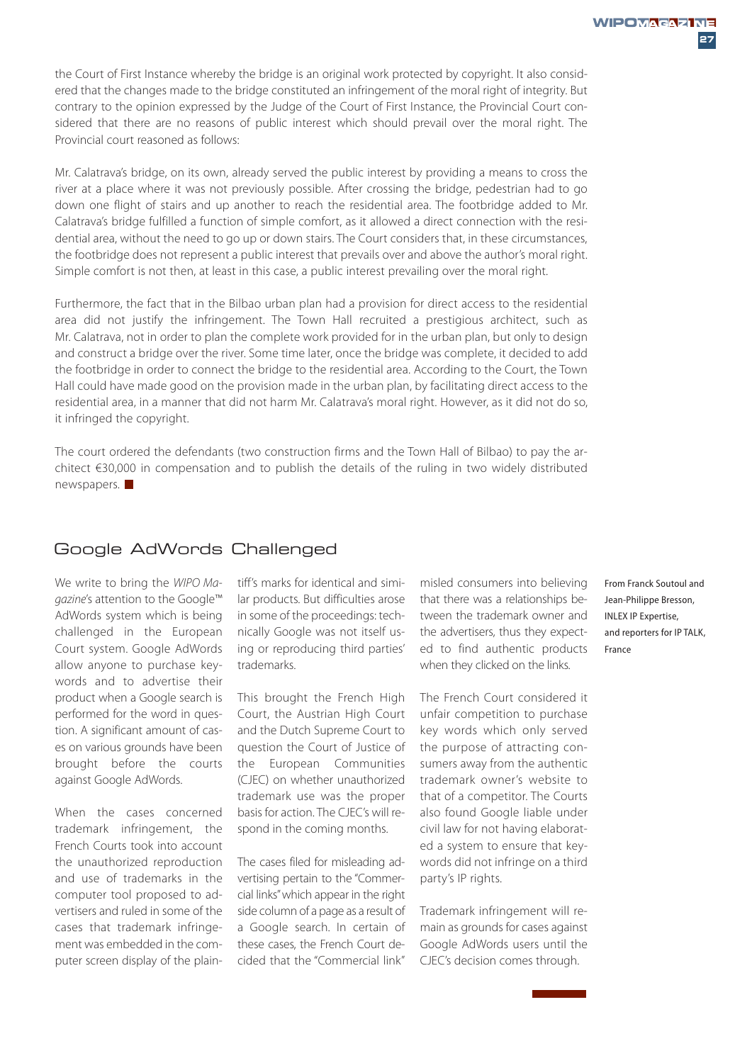the Court of First Instance whereby the bridge is an original work protected by copyright. It also considered that the changes made to the bridge constituted an infringement of the moral right of integrity. But contrary to the opinion expressed by the Judge of the Court of First Instance, the Provincial Court considered that there are no reasons of public interest which should prevail over the moral right. The Provincial court reasoned as follows:

Mr. Calatrava's bridge, on its own, already served the public interest by providing a means to cross the river at a place where it was not previously possible. After crossing the bridge, pedestrian had to go down one flight of stairs and up another to reach the residential area. The footbridge added to Mr. Calatrava's bridge fulfilled a function of simple comfort, as it allowed a direct connection with the residential area, without the need to go up or down stairs. The Court considers that, in these circumstances, the footbridge does not represent a public interest that prevails over and above the author's moral right. Simple comfort is not then, at least in this case, a public interest prevailing over the moral right.

Furthermore, the fact that in the Bilbao urban plan had a provision for direct access to the residential area did not justify the infringement. The Town Hall recruited a prestigious architect, such as Mr. Calatrava, not in order to plan the complete work provided for in the urban plan, but only to design and construct a bridge over the river. Some time later, once the bridge was complete, it decided to add the footbridge in order to connect the bridge to the residential area. According to the Court, the Town Hall could have made good on the provision made in the urban plan, by facilitating direct access to the residential area, in a manner that did not harm Mr. Calatrava's moral right. However, as it did not do so, it infringed the copyright.

The court ordered the defendants (two construction firms and the Town Hall of Bilbao) to pay the architect €30,000 in compensation and to publish the details of the ruling in two widely distributed newspapers. ■

## Google AdWords Challenged

From Franck Soutoul and Jean-Philippe Bresson, INLEX IP Expertise, and reporters for IP TALK, France

We write to bring the *WIPO Magazine*'s attention to the Google™ AdWords system which is being challenged in the European Court system. Google AdWords allow anyone to purchase keywords and to advertise their product when a Google search is performed for the word in question. A significant amount of cases on various grounds have been brought before the courts against Google AdWords.

When the cases concerned trademark infringement, the French Courts took into account the unauthorized reproduction and use of trademarks in the computer tool proposed to advertisers and ruled in some of the cases that trademark infringement was embedded in the computer screen display of the plaintiff's marks for identical and similar products. But difficulties arose in some of the proceedings: technically Google was not itself using or reproducing third parties' trademarks.

This brought the French High Court, the Austrian High Court and the Dutch Supreme Court to question the Court of Justice of the European Communities (CJEC) on whether unauthorized trademark use was the proper basis for action. The CJEC's will respond in the coming months.

The cases filed for misleading advertising pertain to the "Commercial links" which appear in the right side column of a page as a result of a Google search. In certain of these cases, the French Court decided that the "Commercial link" misled consumers into believing that there was a relationships between the trademark owner and the advertisers, thus they expected to find authentic products when they clicked on the links.

The French Court considered it unfair competition to purchase key words which only served the purpose of attracting consumers away from the authentic trademark owner's website to that of a competitor. The Courts also found Google liable under civil law for not having elaborated a system to ensure that keywords did not infringe on a third party's IP rights.

Trademark infringement will remain as grounds for cases against Google AdWords users until the CJEC's decision comes through.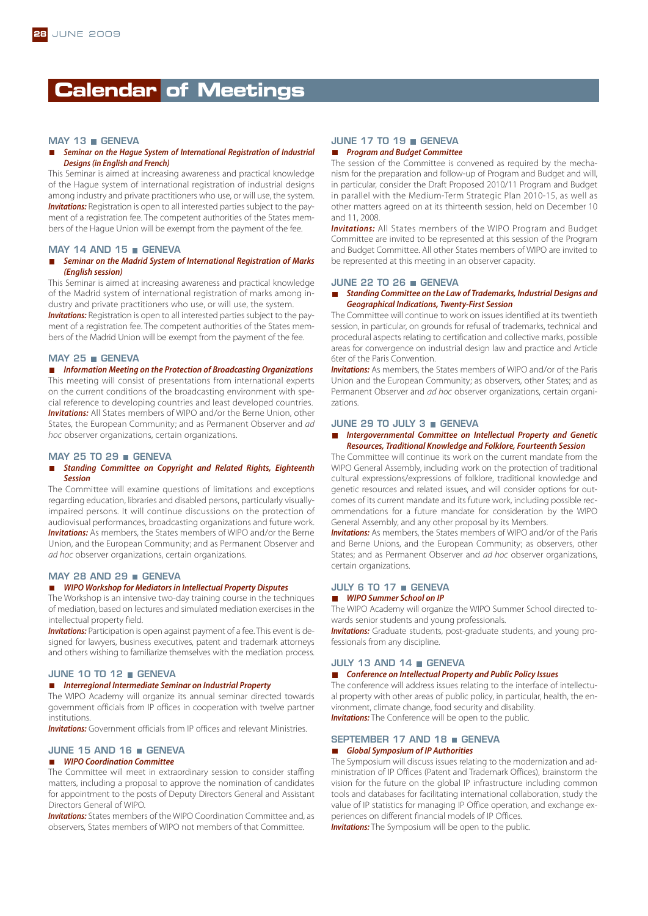# Calendar of Meetings

### MAY 13 ■ GENEVA

■ ***Seminar on the Hague System of International Registration of Industrial Designs (in English and French)***

This Seminar is aimed at increasing awareness and practical knowledge of the Hague system of international registration of industrial designs among industry and private practitioners who use, or will use, the system.
***Invitations:*** Registration is open to all interested parties subject to the payment of a registration fee. The competent authorities of the States members of the Hague Union will be exempt from the payment of the fee.

### MAY 14 AND 15 ■ GENEVA

■ ***Seminar on the Madrid System of International Registration of Marks (English session)***

This Seminar is aimed at increasing awareness and practical knowledge of the Madrid system of international registration of marks among industry and private practitioners who use, or will use, the system.
***Invitations:*** Registration is open to all interested parties subject to the payment of a registration fee. The competent authorities of the States members of the Madrid Union will be exempt from the payment of the fee.

### MAY 25 ■ GENEVA

■ ***Information Meeting on the Protection of Broadcasting Organizations***

This meeting will consist of presentations from international experts on the current conditions of the broadcasting environment with special reference to developing countries and least developed countries.
***Invitations:*** All States members of WIPO and/or the Berne Union, other States, the European Community; and as Permanent Observer and *ad hoc* observer organizations, certain organizations.

### MAY 25 TO 29 ■ GENEVA

■ ***Standing Committee on Copyright and Related Rights, Eighteenth Session***

The Committee will examine questions of limitations and exceptions regarding education, libraries and disabled persons, particularly visually-impaired persons. It will continue discussions on the protection of audiovisual performances, broadcasting organizations and future work.
***Invitations:*** As members, the States members of WIPO and/or the Berne Union, and the European Community; and as Permanent Observer and *ad hoc* observer organizations, certain organizations.

### MAY 28 AND 29 ■ GENEVA

■ ***WIPO Workshop for Mediators in Intellectual Property Disputes***

The Workshop is an intensive two-day training course in the techniques of mediation, based on lectures and simulated mediation exercises in the intellectual property field.
***Invitations:*** Participation is open against payment of a fee. This event is designed for lawyers, business executives, patent and trademark attorneys and others wishing to familiarize themselves with the mediation process.

### JUNE 10 TO 12 ■ GENEVA

■ ***Interregional Intermediate Seminar on Industrial Property***

The WIPO Academy will organize its annual seminar directed towards government officials from IP offices in cooperation with twelve partner institutions.
***Invitations:*** Government officials from IP offices and relevant Ministries.

### JUNE 15 AND 16 ■ GENEVA

■ ***WIPO Coordination Committee***

The Committee will meet in extraordinary session to consider staffing matters, including a proposal to approve the nomination of candidates for appointment to the posts of Deputy Directors General and Assistant Directors General of WIPO.
***Invitations:*** States members of the WIPO Coordination Committee and, as observers, States members of WIPO not members of that Committee.

### JUNE 17 TO 19 ■ GENEVA

■ ***Program and Budget Committee***

The session of the Committee is convened as required by the mechanism for the preparation and follow-up of Program and Budget and will, in particular, consider the Draft Proposed 2010/11 Program and Budget in parallel with the Medium-Term Strategic Plan 2010-15, as well as other matters agreed on at its thirteenth session, held on December 10 and 11, 2008.
***Invitations:*** All States members of the WIPO Program and Budget Committee are invited to be represented at this session of the Program and Budget Committee. All other States members of WIPO are invited to be represented at this meeting in an observer capacity.

### JUNE 22 TO 26 ■ GENEVA

■ ***Standing Committee on the Law of Trademarks, Industrial Designs and Geographical Indications, Twenty-First Session***

The Committee will continue to work on issues identified at its twentieth session, in particular, on grounds for refusal of trademarks, technical and procedural aspects relating to certification and collective marks, possible areas for convergence on industrial design law and practice and Article 6ter of the Paris Convention.
***Invitations:*** As members, the States members of WIPO and/or of the Paris Union and the European Community; as observers, other States; and as Permanent Observer and *ad hoc* observer organizations, certain organizations.

### JUNE 29 TO JULY 3 ■ GENEVA

■ ***Intergovernmental Committee on Intellectual Property and Genetic Resources, Traditional Knowledge and Folklore, Fourteenth Session***

The Committee will continue its work on the current mandate from the WIPO General Assembly, including work on the protection of traditional cultural expressions/expressions of folklore, traditional knowledge and genetic resources and related issues, and will consider options for outcomes of its current mandate and its future work, including possible recommendations for a future mandate for consideration by the WIPO General Assembly, and any other proposal by its Members.
***Invitations:*** As members, the States members of WIPO and/or of the Paris and Berne Unions, and the European Community; as observers, other States; and as Permanent Observer and *ad hoc* observer organizations, certain organizations.

### JULY 6 TO 17 ■ GENEVA

■ ***WIPO Summer School on IP***

The WIPO Academy will organize the WIPO Summer School directed towards senior students and young professionals.
***Invitations:*** Graduate students, post-graduate students, and young professionals from any discipline.

### JULY 13 AND 14 ■ GENEVA

■ ***Conference on Intellectual Property and Public Policy Issues***

The conference will address issues relating to the interface of intellectual property with other areas of public policy, in particular, health, the environment, climate change, food security and disability.
***Invitations:*** The Conference will be open to the public.

### SEPTEMBER 17 AND 18 ■ GENEVA

■ ***Global Symposium of IP Authorities***

The Symposium will discuss issues relating to the modernization and administration of IP Offices (Patent and Trademark Offices), brainstorm the vision for the future on the global IP infrastructure including common tools and databases for facilitating international collaboration, study the value of IP statistics for managing IP Office operation, and exchange experiences on different financial models of IP Offices.
***Invitations:*** The Symposium will be open to the public.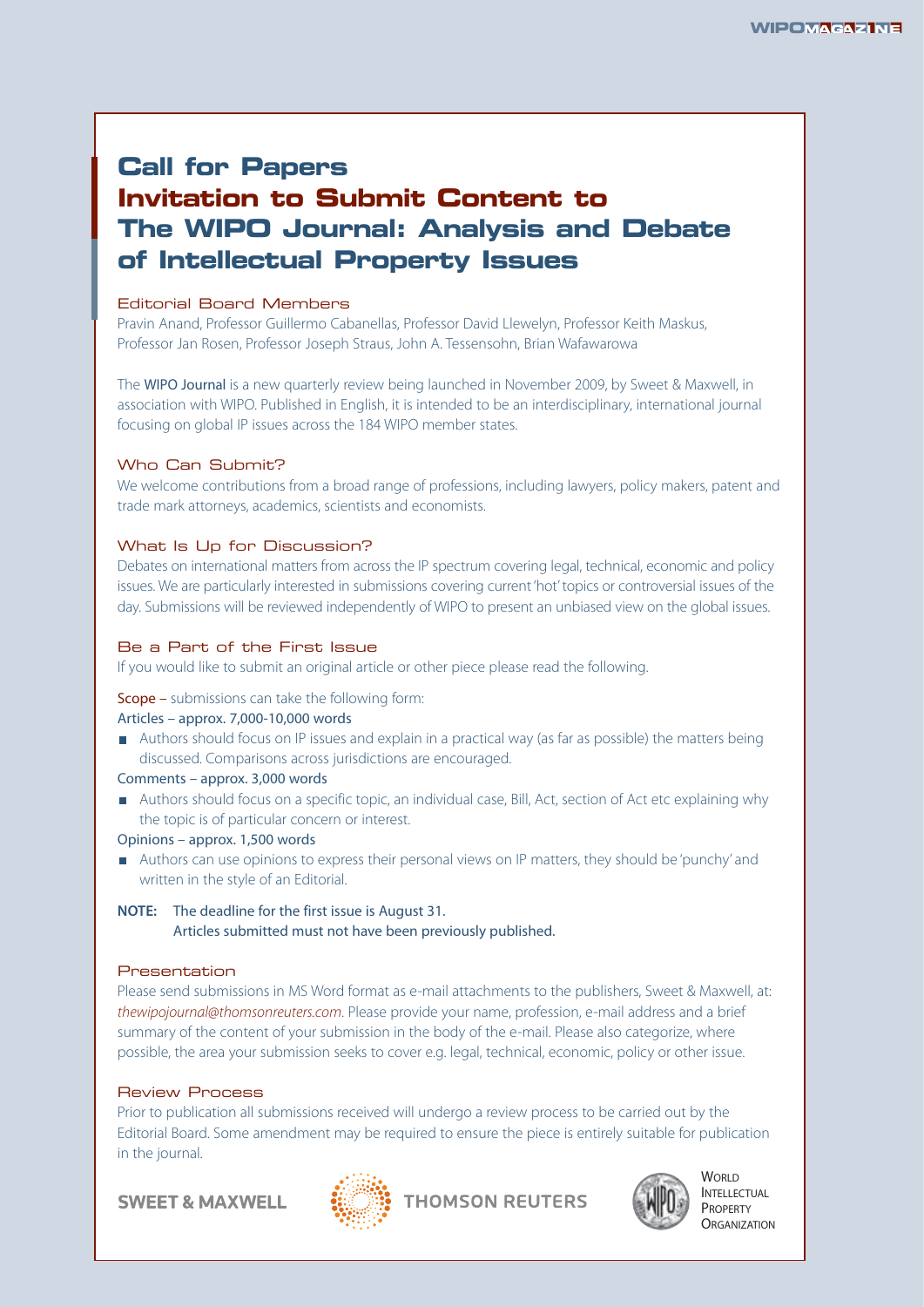# Call for Papers
# Invitation to Submit Content to The WIPO Journal: Analysis and Debate of Intellectual Property Issues

## Editorial Board Members

Pravin Anand, Professor Guillermo Cabanellas, Professor David Llewelyn, Professor Keith Maskus, Professor Jan Rosen, Professor Joseph Straus, John A. Tessensohn, Brian Wafawarowa

The WIPO Journal is a new quarterly review being launched in November 2009, by Sweet & Maxwell, in association with WIPO. Published in English, it is intended to be an interdisciplinary, international journal focusing on global IP issues across the 184 WIPO member states.

## Who Can Submit?

We welcome contributions from a broad range of professions, including lawyers, policy makers, patent and trade mark attorneys, academics, scientists and economists.

## What Is Up for Discussion?

Debates on international matters from across the IP spectrum covering legal, technical, economic and policy issues. We are particularly interested in submissions covering current 'hot' topics or controversial issues of the day. Submissions will be reviewed independently of WIPO to present an unbiased view on the global issues.

## Be a Part of the First Issue

If you would like to submit an original article or other piece please read the following.

Scope – submissions can take the following form:

Articles – approx. 7,000-10,000 words

- Authors should focus on IP issues and explain in a practical way (as far as possible) the matters being discussed. Comparisons across jurisdictions are encouraged.

Comments – approx. 3,000 words

- Authors should focus on a specific topic, an individual case, Bill, Act, section of Act etc explaining why the topic is of particular concern or interest.

Opinions – approx. 1,500 words

- Authors can use opinions to express their personal views on IP matters, they should be 'punchy' and written in the style of an Editorial.

**NOTE:** The deadline for the first issue is August 31.
Articles submitted must not have been previously published.

## Presentation

Please send submissions in MS Word format as e-mail attachments to the publishers, Sweet & Maxwell, at: *thewipojournal@thomsonreuters.com*. Please provide your name, profession, e-mail address and a brief summary of the content of your submission in the body of the e-mail. Please also categorize, where possible, the area your submission seeks to cover e.g. legal, technical, economic, policy or other issue.

## Review Process

Prior to publication all submissions received will undergo a review process to be carried out by the Editorial Board. Some amendment may be required to ensure the piece is entirely suitable for publication in the journal.

SWEET & MAXWELL THOMSON REUTERS WORLD INTELLECTUAL PROPERTY ORGANIZATION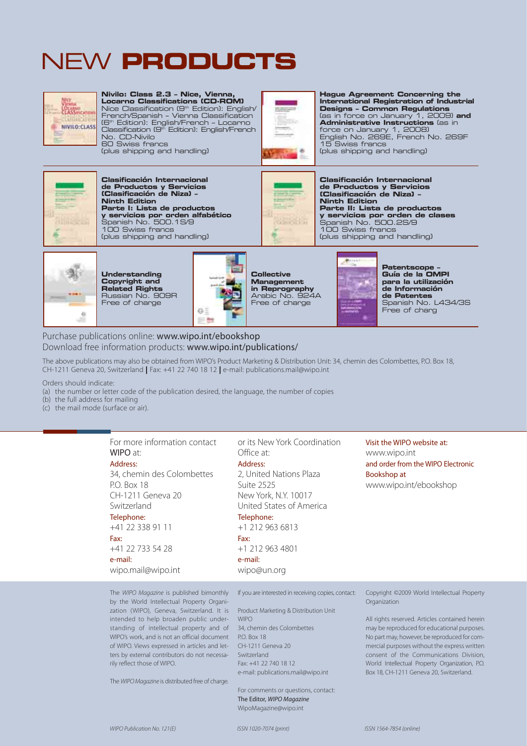# NEW **PRODUCTS**

**Nivilo: Class 2.3 – Nice, Vienna, Locarno Classifications (CD-ROM)**
Nice Classification (9th Edition): English/French/Spanish – Vienna Classification (6th Edition): English/French – Locarno Classification (9th Edition): English/French
No. CD-Nivilo
60 Swiss francs
(plus shipping and handling)

**Hague Agreement Concerning the International Registration of Industrial Designs – Common Regulations** (as in force on January 1, 2009) **and Administrative Instructions** (as in force on January 1, 2008)
English No. 269E, French No. 269F
15 Swiss francs
(plus shipping and handling)

**Clasificación Internacional de Productos y Servicios (Clasificación de Niza) – Ninth Edition**
**Parte I: Lista de productos y servicios por orden alfabético**
Spanish No. 500.1S/9
100 Swiss francs
(plus shipping and handling)

**Clasificación Internacional de Productos y Servicios (Clasificación de Niza) – Ninth Edition**
**Parte II: Lista de productos y servicios por orden de clases**
Spanish No. 500.2S/9
100 Swiss francs
(plus shipping and handling)

**Understanding Copyright and Related Rights**
Russian No. 909R
Free of charge

**Collective Management in Reprography**
Arabic No. 924A
Free of charge

**Patentscope – Guía de la OMPI para la utilización de Información de Patentes**
Spanish No. L434/3S
Free of charg

Purchase publications online: **www.wipo.int/ebookshop**
Download free information products: **www.wipo.int/publications/**

The above publications may also be obtained from WIPO's Product Marketing & Distribution Unit: 34, chemin des Colombettes, P.O. Box 18, CH-1211 Geneva 20, Switzerland | Fax: +41 22 740 18 12 | e-mail: publications.mail@wipo.int

Orders should indicate:
(a) the number or letter code of the publication desired, the language, the number of copies
(b) the full address for mailing
(c) the mail mode (surface or air).

For more information contact WIPO at:

Address:
34, chemin des Colombettes
P.O. Box 18
CH-1211 Geneva 20
Switzerland

Telephone:
+41 22 338 91 11

Fax:
+41 22 733 54 28

e-mail:
wipo.mail@wipo.int

or its New York Coordination Office at:

Address:
2, United Nations Plaza
Suite 2525
New York, N.Y. 10017
United States of America

Telephone:
+1 212 963 6813

Fax:
+1 212 963 4801

e-mail:
wipo@un.org

Visit the WIPO website at:
www.wipo.int
and order from the WIPO Electronic Bookshop at
www.wipo.int/ebookshop

The *WIPO Magazine* is published bimonthly by the World Intellectual Property Organization (WIPO), Geneva, Switzerland. It is intended to help broaden public understanding of intellectual property and of WIPO's work, and is not an official document of WIPO. Views expressed in articles and letters by external contributors do not necessarily reflect those of WIPO.

The *WIPO Magazine* is distributed free of charge.

If you are interested in receiving copies, contact:

Product Marketing & Distribution Unit
WIPO
34, chemin des Colombettes
P.O. Box 18
CH-1211 Geneva 20
Switzerland
Fax: +41 22 740 18 12
e-mail: publications.mail@wipo.int

For comments or questions, contact:
The Editor, *WIPO Magazine*
WipoMagazine@wipo.int

Copyright ©2009 World Intellectual Property Organization

All rights reserved. Articles contained herein may be reproduced for educational purposes. No part may, however, be reproduced for commercial purposes without the express written consent of the Communications Division, World Intellectual Property Organization, P.O. Box 18, CH-1211 Geneva 20, Switzerland.

*WIPO Publication No. 121(E)*

*ISSN 1020-7074 (print)*

*ISSN 1564-7854 (online)*